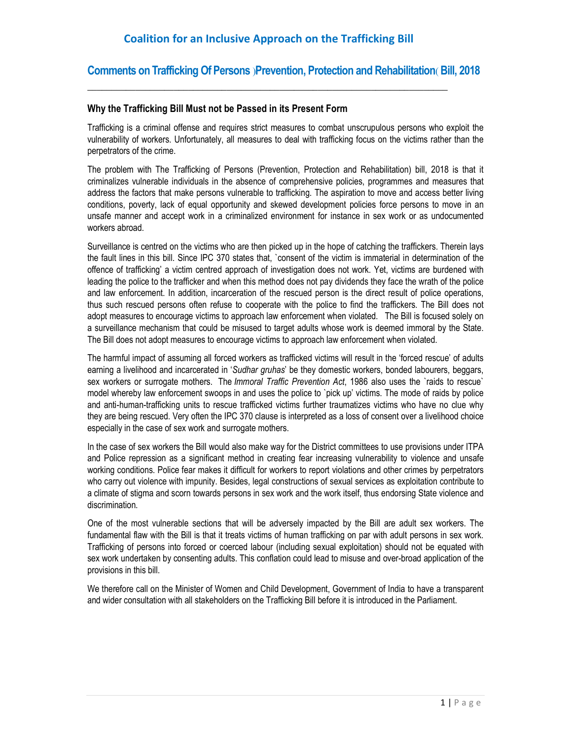# Coalition for an Inclusive Approach on the Trafficking Bill

## Comments on Trafficking Of Persons )Prevention, Protection and Rehabilitation( Bill, 2018

---

### Why the Trafficking Bill Must not be Passed in its Present Form

Trafficking is a criminal offense and requires strict measures to combat unscrupulous persons who exploit the vulnerability of workers. Unfortunately, all measures to deal with trafficking focus on the victims rather than the perpetrators of the crime.

The problem with The Trafficking of Persons (Prevention, Protection and Rehabilitation) bill, 2018 is that it criminalizes vulnerable individuals in the absence of comprehensive policies, programmes and measures that address the factors that make persons vulnerable to trafficking. The aspiration to move and access better living conditions, poverty, lack of equal opportunity and skewed development policies force persons to move in an unsafe manner and accept work in a criminalized environment for instance in sex work or as undocumented workers abroad.

Surveillance is centred on the victims who are then picked up in the hope of catching the traffickers. Therein lays the fault lines in this bill. Since IPC 370 states that, `consent of the victim is immaterial in determination of the offence of trafficking' a victim centred approach of investigation does not work. Yet, victims are burdened with leading the police to the trafficker and when this method does not pay dividends they face the wrath of the police and law enforcement. In addition, incarceration of the rescued person is the direct result of police operations, thus such rescued persons often refuse to cooperate with the police to find the traffickers. The Bill does not adopt measures to encourage victims to approach law enforcement when violated. The Bill is focused solely on a surveillance mechanism that could be misused to target adults whose work is deemed immoral by the State. The Bill does not adopt measures to encourage victims to approach law enforcement when violated.

The harmful impact of assuming all forced workers as trafficked victims will result in the 'forced rescue' of adults earning a livelihood and incarcerated in '*Sudhar gruhas*' be they domestic workers, bonded labourers, beggars, sex workers or surrogate mothers. The *Immoral Traffic Prevention Act*, 1986 also uses the `raids to rescue` model whereby law enforcement swoops in and uses the police to `pick up' victims. The mode of raids by police and anti-human-trafficking units to rescue trafficked victims further traumatizes victims who have no clue why they are being rescued. Very often the IPC 370 clause is interpreted as a loss of consent over a livelihood choice especially in the case of sex work and surrogate mothers.

In the case of sex workers the Bill would also make way for the District committees to use provisions under ITPA and Police repression as a significant method in creating fear increasing vulnerability to violence and unsafe working conditions. Police fear makes it difficult for workers to report violations and other crimes by perpetrators who carry out violence with impunity. Besides, legal constructions of sexual services as exploitation contribute to a climate of stigma and scorn towards persons in sex work and the work itself, thus endorsing State violence and discrimination.

One of the most vulnerable sections that will be adversely impacted by the Bill are adult sex workers. The fundamental flaw with the Bill is that it treats victims of human trafficking on par with adult persons in sex work. Trafficking of persons into forced or coerced labour (including sexual exploitation) should not be equated with sex work undertaken by consenting adults. This conflation could lead to misuse and over-broad application of the provisions in this bill.

We therefore call on the Minister of Women and Child Development, Government of India to have a transparent and wider consultation with all stakeholders on the Trafficking Bill before it is introduced in the Parliament.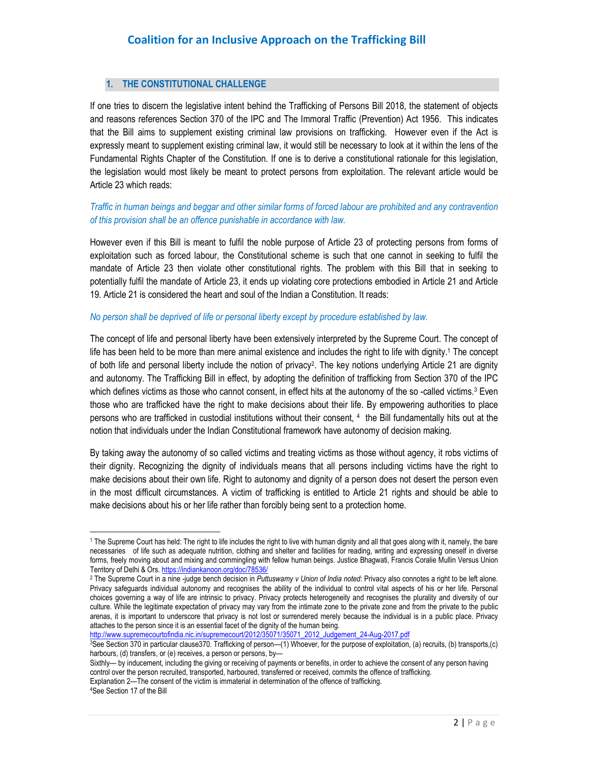## 1. THE CONSTITUTIONAL CHALLENGE

If one tries to discern the legislative intent behind the Trafficking of Persons Bill 2018, the statement of objects and reasons references Section 370 of the IPC and The Immoral Traffic (Prevention) Act 1956. This indicates that the Bill aims to supplement existing criminal law provisions on trafficking. However even if the Act is expressly meant to supplement existing criminal law, it would still be necessary to look at it within the lens of the Fundamental Rights Chapter of the Constitution. If one is to derive a constitutional rationale for this legislation, the legislation would most likely be meant to protect persons from exploitation. The relevant article would be Article 23 which reads:

*Traffic in human beings and beggar and other similar forms of forced labour are prohibited and any contravention of this provision shall be an offence punishable in accordance with law.*

However even if this Bill is meant to fulfil the noble purpose of Article 23 of protecting persons from forms of exploitation such as forced labour, the Constitutional scheme is such that one cannot in seeking to fulfil the mandate of Article 23 then violate other constitutional rights. The problem with this Bill that in seeking to potentially fulfil the mandate of Article 23, it ends up violating core protections embodied in Article 21 and Article 19. Article 21 is considered the heart and soul of the Indian a Constitution. It reads:

*No person shall be deprived of life or personal liberty except by procedure established by law.*

The concept of life and personal liberty have been extensively interpreted by the Supreme Court. The concept of life has been held to be more than mere animal existence and includes the right to life with dignity.[1] The concept of both life and personal liberty include the notion of privacy[2]. The key notions underlying Article 21 are dignity and autonomy. The Trafficking Bill in effect, by adopting the definition of trafficking from Section 370 of the IPC which defines victims as those who cannot consent, in effect hits at the autonomy of the so -called victims.[3] Even those who are trafficked have the right to make decisions about their life. By empowering authorities to place persons who are trafficked in custodial institutions without their consent, [4] the Bill fundamentally hits out at the notion that individuals under the Indian Constitutional framework have autonomy of decision making.

By taking away the autonomy of so called victims and treating victims as those without agency, it robs victims of their dignity. Recognizing the dignity of individuals means that all persons including victims have the right to make decisions about their own life. Right to autonomy and dignity of a person does not desert the person even in the most difficult circumstances. A victim of trafficking is entitled to Article 21 rights and should be able to make decisions about his or her life rather than forcibly being sent to a protection home.

---

[1] The Supreme Court has held: The right to life includes the right to live with human dignity and all that goes along with it, namely, the bare necessaries of life such as adequate nutrition, clothing and shelter and facilities for reading, writing and expressing oneself in diverse forms, freely moving about and mixing and commingling with fellow human beings. Justice Bhagwati, Francis Coralie Mullin Versus Union Territory of Delhi & Ors. https://indiankanoon.org/doc/78536/

[2] The Supreme Court in a nine -judge bench decision in *Puttuswamy v Union of India noted*: Privacy also connotes a right to be left alone. Privacy safeguards individual autonomy and recognises the ability of the individual to control vital aspects of his or her life. Personal choices governing a way of life are intrinsic to privacy. Privacy protects heterogeneity and recognises the plurality and diversity of our culture. While the legitimate expectation of privacy may vary from the intimate zone to the private zone and from the private to the public arenas, it is important to underscore that privacy is not lost or surrendered merely because the individual is in a public place. Privacy attaches to the person since it is an essential facet of the dignity of the human being. http://www.supremecourtofindia.nic.in/supremecourt/2012/35071/35071_2012_Judgement_24-Aug-2017.pdf

[3] See Section 370 in particular clause370. Trafficking of person—(1) Whoever, for the purpose of exploitation, (a) recruits, (b) transports,(c) harbours, (d) transfers, or (e) receives, a person or persons, by—

Sixthly— by inducement, including the giving or receiving of payments or benefits, in order to achieve the consent of any person having control over the person recruited, transported, harboured, transferred or received, commits the offence of trafficking.

Explanation 2—The consent of the victim is immaterial in determination of the offence of trafficking.

[4] See Section 17 of the Bill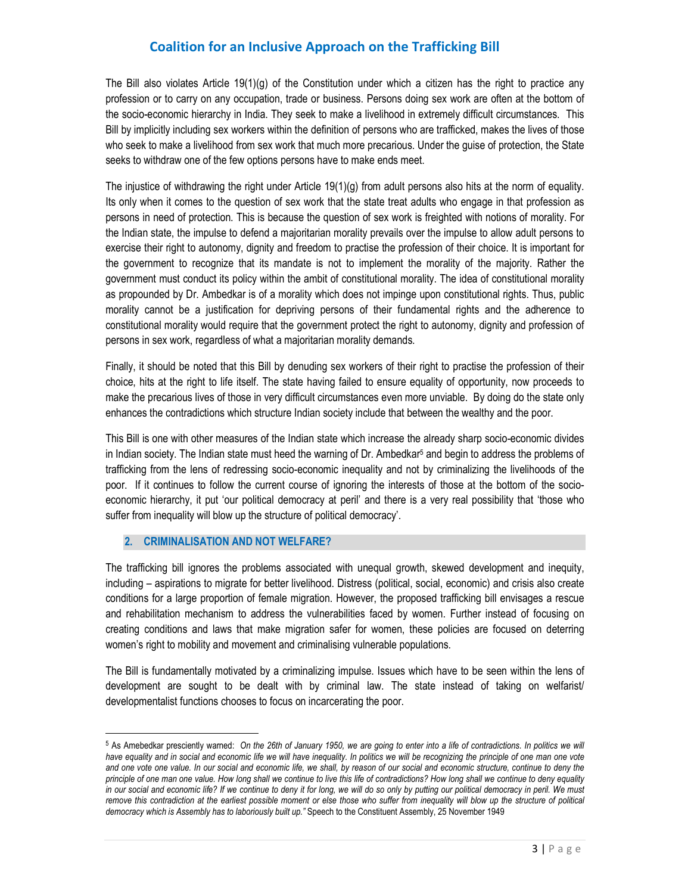The Bill also violates Article 19(1)(g) of the Constitution under which a citizen has the right to practice any profession or to carry on any occupation, trade or business. Persons doing sex work are often at the bottom of the socio-economic hierarchy in India. They seek to make a livelihood in extremely difficult circumstances. This Bill by implicitly including sex workers within the definition of persons who are trafficked, makes the lives of those who seek to make a livelihood from sex work that much more precarious. Under the guise of protection, the State seeks to withdraw one of the few options persons have to make ends meet.

The injustice of withdrawing the right under Article 19(1)(g) from adult persons also hits at the norm of equality. Its only when it comes to the question of sex work that the state treat adults who engage in that profession as persons in need of protection. This is because the question of sex work is freighted with notions of morality. For the Indian state, the impulse to defend a majoritarian morality prevails over the impulse to allow adult persons to exercise their right to autonomy, dignity and freedom to practise the profession of their choice. It is important for the government to recognize that its mandate is not to implement the morality of the majority. Rather the government must conduct its policy within the ambit of constitutional morality. The idea of constitutional morality as propounded by Dr. Ambedkar is of a morality which does not impinge upon constitutional rights. Thus, public morality cannot be a justification for depriving persons of their fundamental rights and the adherence to constitutional morality would require that the government protect the right to autonomy, dignity and profession of persons in sex work, regardless of what a majoritarian morality demands.

Finally, it should be noted that this Bill by denuding sex workers of their right to practise the profession of their choice, hits at the right to life itself. The state having failed to ensure equality of opportunity, now proceeds to make the precarious lives of those in very difficult circumstances even more unviable. By doing do the state only enhances the contradictions which structure Indian society include that between the wealthy and the poor.

This Bill is one with other measures of the Indian state which increase the already sharp socio-economic divides in Indian society. The Indian state must heed the warning of Dr. Ambedkar[5] and begin to address the problems of trafficking from the lens of redressing socio-economic inequality and not by criminalizing the livelihoods of the poor. If it continues to follow the current course of ignoring the interests of those at the bottom of the socio-economic hierarchy, it put 'our political democracy at peril' and there is a very real possibility that 'those who suffer from inequality will blow up the structure of political democracy'.

## 2. CRIMINALISATION AND NOT WELFARE?

The trafficking bill ignores the problems associated with unequal growth, skewed development and inequity, including – aspirations to migrate for better livelihood. Distress (political, social, economic) and crisis also create conditions for a large proportion of female migration. However, the proposed trafficking bill envisages a rescue and rehabilitation mechanism to address the vulnerabilities faced by women. Further instead of focusing on creating conditions and laws that make migration safer for women, these policies are focused on deterring women's right to mobility and movement and criminalising vulnerable populations.

The Bill is fundamentally motivated by a criminalizing impulse. Issues which have to be seen within the lens of development are sought to be dealt with by criminal law. The state instead of taking on welfarist/ developmentalist functions chooses to focus on incarcerating the poor.

---

[5] As Amebedkar presciently warned: *On the 26th of January 1950, we are going to enter into a life of contradictions. In politics we will have equality and in social and economic life we will have inequality. In politics we will be recognizing the principle of one man one vote and one vote one value. In our social and economic life, we shall, by reason of our social and economic structure, continue to deny the principle of one man one value. How long shall we continue to live this life of contradictions? How long shall we continue to deny equality in our social and economic life? If we continue to deny it for long, we will do so only by putting our political democracy in peril. We must remove this contradiction at the earliest possible moment or else those who suffer from inequality will blow up the structure of political democracy which is Assembly has to laboriously built up."* Speech to the Constituent Assembly, 25 November 1949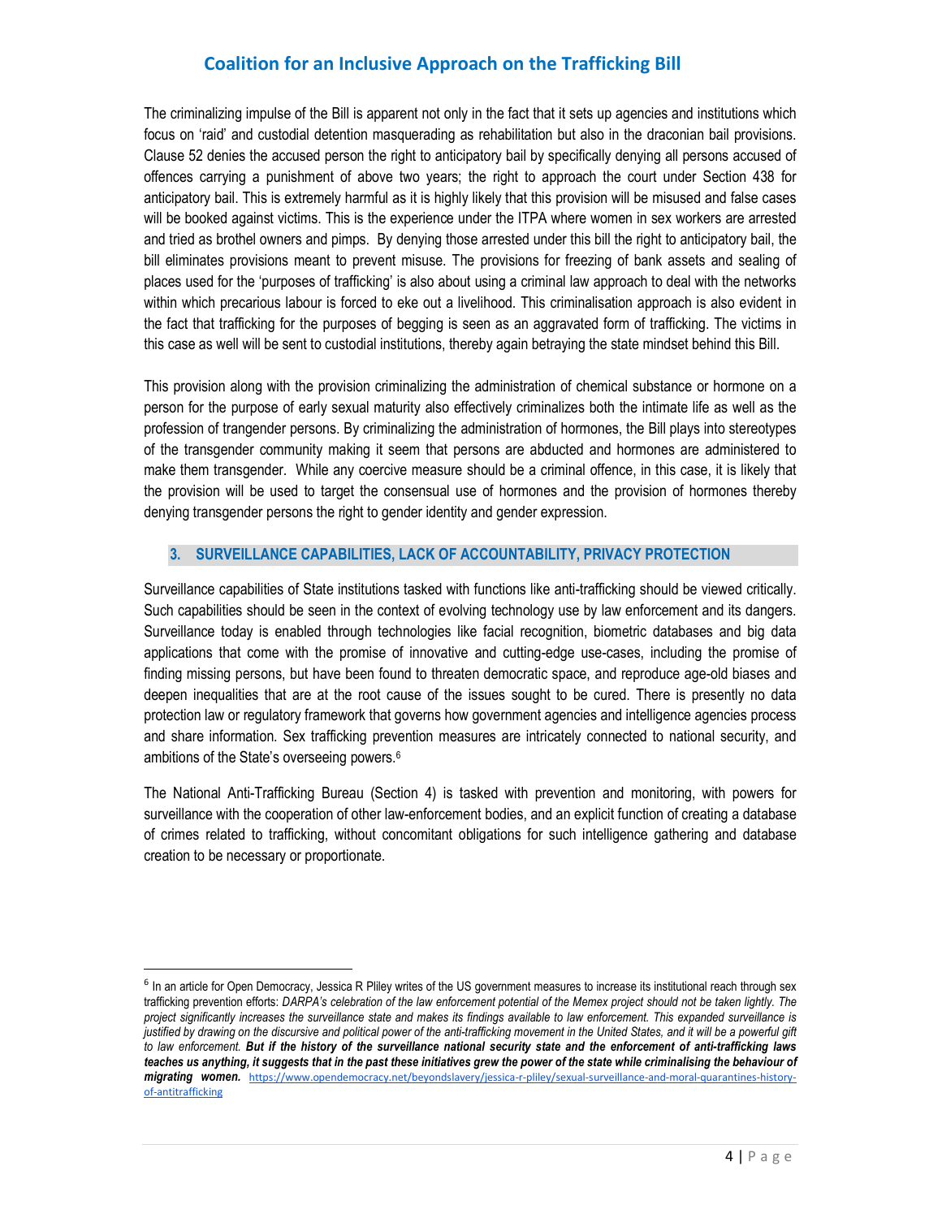The criminalizing impulse of the Bill is apparent not only in the fact that it sets up agencies and institutions which focus on 'raid' and custodial detention masquerading as rehabilitation but also in the draconian bail provisions. Clause 52 denies the accused person the right to anticipatory bail by specifically denying all persons accused of offences carrying a punishment of above two years; the right to approach the court under Section 438 for anticipatory bail. This is extremely harmful as it is highly likely that this provision will be misused and false cases will be booked against victims. This is the experience under the ITPA where women in sex workers are arrested and tried as brothel owners and pimps. By denying those arrested under this bill the right to anticipatory bail, the bill eliminates provisions meant to prevent misuse. The provisions for freezing of bank assets and sealing of places used for the 'purposes of trafficking' is also about using a criminal law approach to deal with the networks within which precarious labour is forced to eke out a livelihood. This criminalisation approach is also evident in the fact that trafficking for the purposes of begging is seen as an aggravated form of trafficking. The victims in this case as well will be sent to custodial institutions, thereby again betraying the state mindset behind this Bill.

This provision along with the provision criminalizing the administration of chemical substance or hormone on a person for the purpose of early sexual maturity also effectively criminalizes both the intimate life as well as the profession of trangender persons. By criminalizing the administration of hormones, the Bill plays into stereotypes of the transgender community making it seem that persons are abducted and hormones are administered to make them transgender. While any coercive measure should be a criminal offence, in this case, it is likely that the provision will be used to target the consensual use of hormones and the provision of hormones thereby denying transgender persons the right to gender identity and gender expression.

## 3. SURVEILLANCE CAPABILITIES, LACK OF ACCOUNTABILITY, PRIVACY PROTECTION

Surveillance capabilities of State institutions tasked with functions like anti-trafficking should be viewed critically. Such capabilities should be seen in the context of evolving technology use by law enforcement and its dangers. Surveillance today is enabled through technologies like facial recognition, biometric databases and big data applications that come with the promise of innovative and cutting-edge use-cases, including the promise of finding missing persons, but have been found to threaten democratic space, and reproduce age-old biases and deepen inequalities that are at the root cause of the issues sought to be cured. There is presently no data protection law or regulatory framework that governs how government agencies and intelligence agencies process and share information. Sex trafficking prevention measures are intricately connected to national security, and ambitions of the State's overseeing powers.[6]

The National Anti-Trafficking Bureau (Section 4) is tasked with prevention and monitoring, with powers for surveillance with the cooperation of other law-enforcement bodies, and an explicit function of creating a database of crimes related to trafficking, without concomitant obligations for such intelligence gathering and database creation to be necessary or proportionate.

---

[6] In an article for Open Democracy, Jessica R Pliley writes of the US government measures to increase its institutional reach through sex trafficking prevention efforts: *DARPA's celebration of the law enforcement potential of the Memex project should not be taken lightly. The project significantly increases the surveillance state and makes its findings available to law enforcement. This expanded surveillance is justified by drawing on the discursive and political power of the anti-trafficking movement in the United States, and it will be a powerful gift to law enforcement.* ***But if the history of the surveillance national security state and the enforcement of anti-trafficking laws teaches us anything, it suggests that in the past these initiatives grew the power of the state while criminalising the behaviour of migrating women.*** https://www.opendemocracy.net/beyondslavery/jessica-r-pliley/sexual-surveillance-and-moral-quarantines-history-of-antitrafficking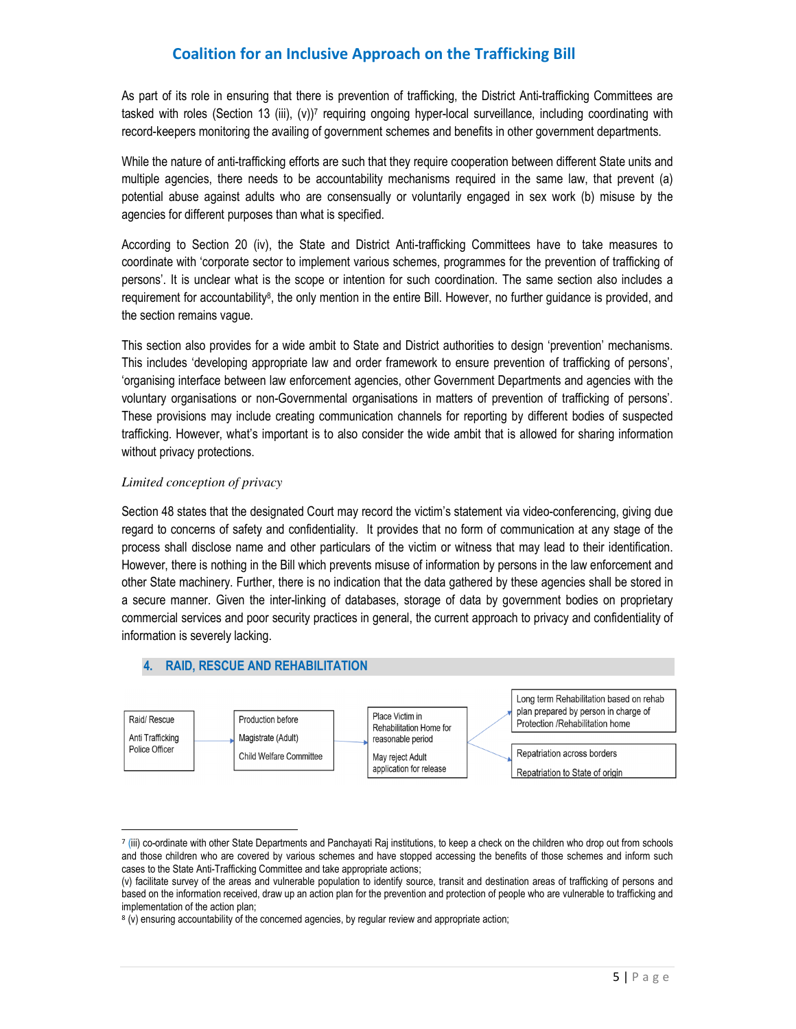As part of its role in ensuring that there is prevention of trafficking, the District Anti-trafficking Committees are tasked with roles (Section 13 (iii), (v))[7] requiring ongoing hyper-local surveillance, including coordinating with record-keepers monitoring the availing of government schemes and benefits in other government departments.

While the nature of anti-trafficking efforts are such that they require cooperation between different State units and multiple agencies, there needs to be accountability mechanisms required in the same law, that prevent (a) potential abuse against adults who are consensually or voluntarily engaged in sex work (b) misuse by the agencies for different purposes than what is specified.

According to Section 20 (iv), the State and District Anti-trafficking Committees have to take measures to coordinate with 'corporate sector to implement various schemes, programmes for the prevention of trafficking of persons'. It is unclear what is the scope or intention for such coordination. The same section also includes a requirement for accountability[8], the only mention in the entire Bill. However, no further guidance is provided, and the section remains vague.

This section also provides for a wide ambit to State and District authorities to design 'prevention' mechanisms. This includes 'developing appropriate law and order framework to ensure prevention of trafficking of persons', 'organising interface between law enforcement agencies, other Government Departments and agencies with the voluntary organisations or non-Governmental organisations in matters of prevention of trafficking of persons'. These provisions may include creating communication channels for reporting by different bodies of suspected trafficking. However, what's important is to also consider the wide ambit that is allowed for sharing information without privacy protections.

*Limited conception of privacy*

Section 48 states that the designated Court may record the victim's statement via video-conferencing, giving due regard to concerns of safety and confidentiality. It provides that no form of communication at any stage of the process shall disclose name and other particulars of the victim or witness that may lead to their identification. However, there is nothing in the Bill which prevents misuse of information by persons in the law enforcement and other State machinery. Further, there is no indication that the data gathered by these agencies shall be stored in a secure manner. Given the inter-linking of databases, storage of data by government bodies on proprietary commercial services and poor security practices in general, the current approach to privacy and confidentiality of information is severely lacking.

## 4. RAID, RESCUE AND REHABILITATION

Raid/ Rescue — Anti Trafficking Police Officer → Production before — Magistrate (Adult) — Child Welfare Committee → Place Victim in Rehabilitation Home for reasonable period — May reject Adult application for release → Long term Rehabilitation based on rehab plan prepared by person in charge of Protection /Rehabilitation home / Repatriation across borders — Repatriation to State of origin

---

[7] (iii) co-ordinate with other State Departments and Panchayati Raj institutions, to keep a check on the children who drop out from schools and those children who are covered by various schemes and have stopped accessing the benefits of those schemes and inform such cases to the State Anti-Trafficking Committee and take appropriate actions;

(v) facilitate survey of the areas and vulnerable population to identify source, transit and destination areas of trafficking of persons and based on the information received, draw up an action plan for the prevention and protection of people who are vulnerable to trafficking and implementation of the action plan;

[8] (v) ensuring accountability of the concerned agencies, by regular review and appropriate action;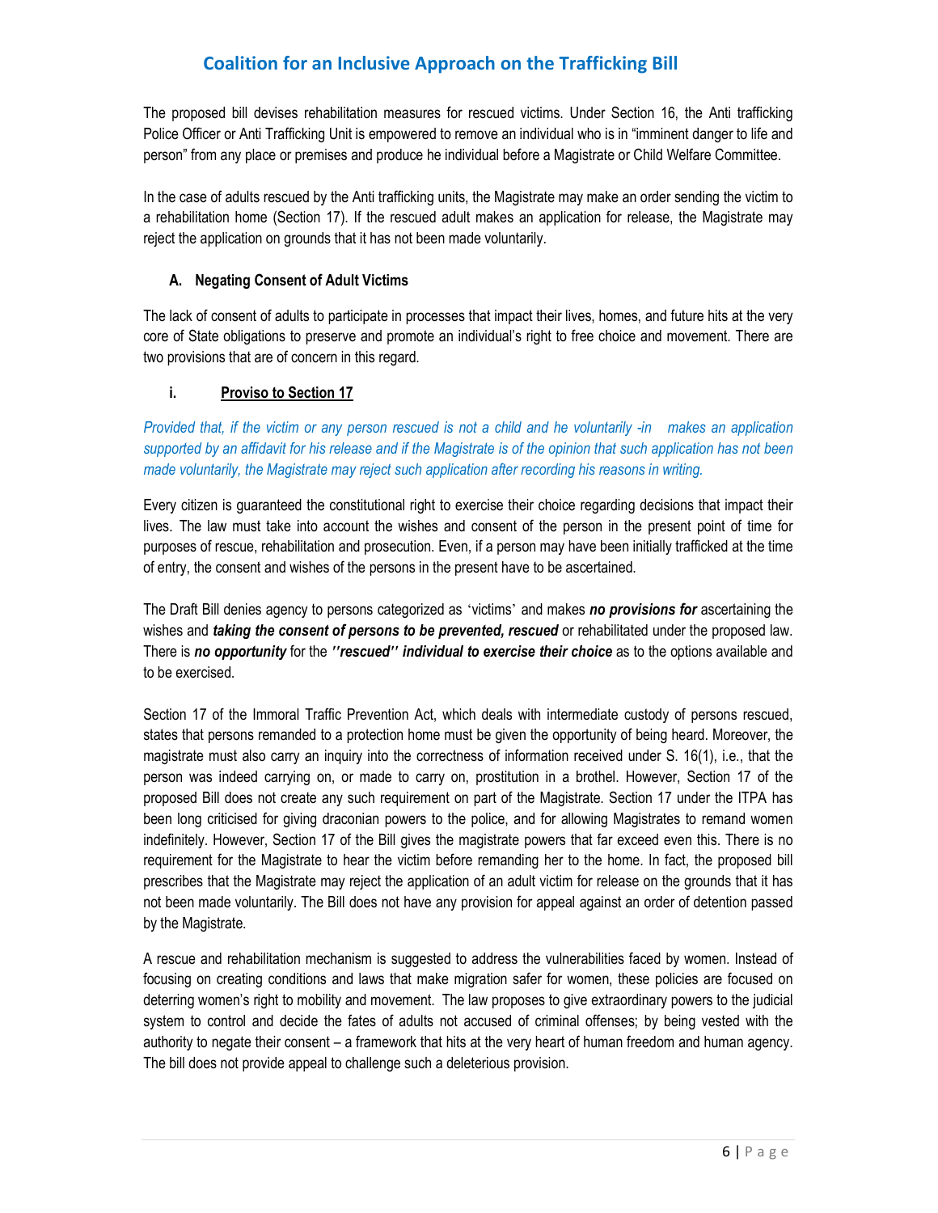The proposed bill devises rehabilitation measures for rescued victims. Under Section 16, the Anti trafficking Police Officer or Anti Trafficking Unit is empowered to remove an individual who is in "imminent danger to life and person" from any place or premises and produce he individual before a Magistrate or Child Welfare Committee.

In the case of adults rescued by the Anti trafficking units, the Magistrate may make an order sending the victim to a rehabilitation home (Section 17). If the rescued adult makes an application for release, the Magistrate may reject the application on grounds that it has not been made voluntarily.

### A. Negating Consent of Adult Victims

The lack of consent of adults to participate in processes that impact their lives, homes, and future hits at the very core of State obligations to preserve and promote an individual's right to free choice and movement. There are two provisions that are of concern in this regard.

#### i. Proviso to Section 17

*Provided that, if the victim or any person rescued is not a child and he voluntarily -in makes an application supported by an affidavit for his release and if the Magistrate is of the opinion that such application has not been made voluntarily, the Magistrate may reject such application after recording his reasons in writing.*

Every citizen is guaranteed the constitutional right to exercise their choice regarding decisions that impact their lives. The law must take into account the wishes and consent of the person in the present point of time for purposes of rescue, rehabilitation and prosecution. Even, if a person may have been initially trafficked at the time of entry, the consent and wishes of the persons in the present have to be ascertained.

The Draft Bill denies agency to persons categorized as 'victims' and makes ***no provisions for*** ascertaining the wishes and ***taking the consent of persons to be prevented, rescued*** or rehabilitated under the proposed law. There is ***no opportunity*** for the ***''rescued'' individual to exercise their choice*** as to the options available and to be exercised.

Section 17 of the Immoral Traffic Prevention Act, which deals with intermediate custody of persons rescued, states that persons remanded to a protection home must be given the opportunity of being heard. Moreover, the magistrate must also carry an inquiry into the correctness of information received under S. 16(1), i.e., that the person was indeed carrying on, or made to carry on, prostitution in a brothel. However, Section 17 of the proposed Bill does not create any such requirement on part of the Magistrate. Section 17 under the ITPA has been long criticised for giving draconian powers to the police, and for allowing Magistrates to remand women indefinitely. However, Section 17 of the Bill gives the magistrate powers that far exceed even this. There is no requirement for the Magistrate to hear the victim before remanding her to the home. In fact, the proposed bill prescribes that the Magistrate may reject the application of an adult victim for release on the grounds that it has not been made voluntarily. The Bill does not have any provision for appeal against an order of detention passed by the Magistrate.

A rescue and rehabilitation mechanism is suggested to address the vulnerabilities faced by women. Instead of focusing on creating conditions and laws that make migration safer for women, these policies are focused on deterring women's right to mobility and movement. The law proposes to give extraordinary powers to the judicial system to control and decide the fates of adults not accused of criminal offenses; by being vested with the authority to negate their consent – a framework that hits at the very heart of human freedom and human agency. The bill does not provide appeal to challenge such a deleterious provision.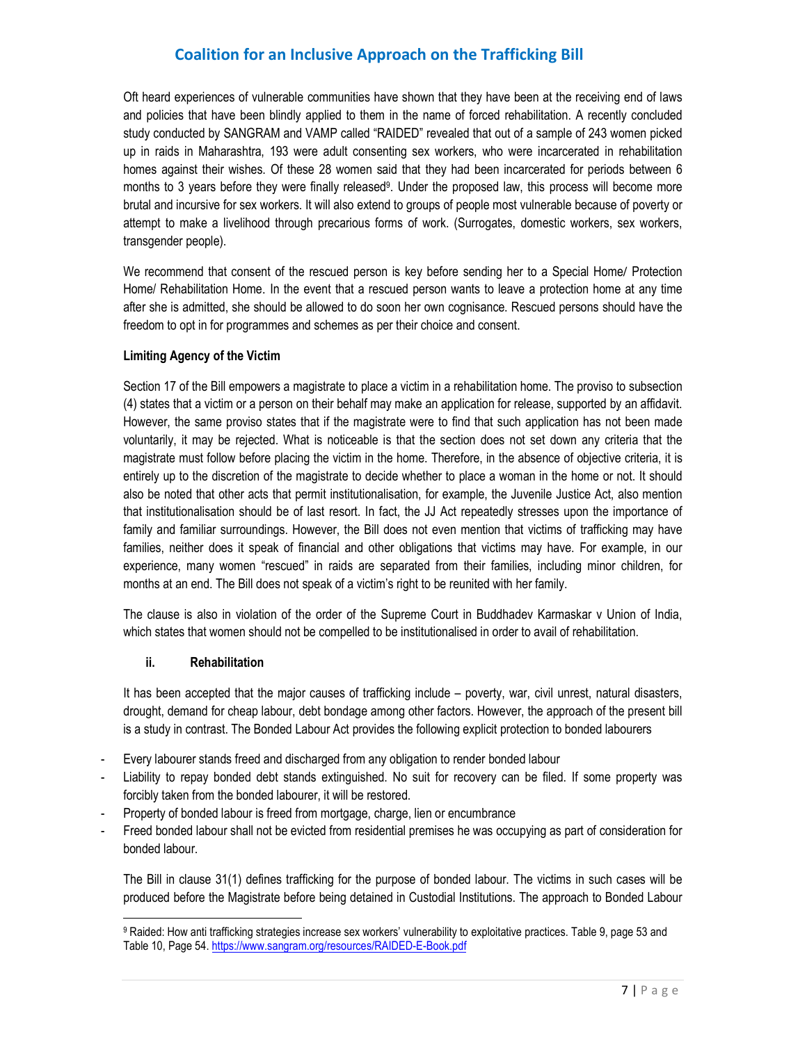Oft heard experiences of vulnerable communities have shown that they have been at the receiving end of laws and policies that have been blindly applied to them in the name of forced rehabilitation. A recently concluded study conducted by SANGRAM and VAMP called "RAIDED" revealed that out of a sample of 243 women picked up in raids in Maharashtra, 193 were adult consenting sex workers, who were incarcerated in rehabilitation homes against their wishes. Of these 28 women said that they had been incarcerated for periods between 6 months to 3 years before they were finally released[9]. Under the proposed law, this process will become more brutal and incursive for sex workers. It will also extend to groups of people most vulnerable because of poverty or attempt to make a livelihood through precarious forms of work. (Surrogates, domestic workers, sex workers, transgender people).

We recommend that consent of the rescued person is key before sending her to a Special Home/ Protection Home/ Rehabilitation Home. In the event that a rescued person wants to leave a protection home at any time after she is admitted, she should be allowed to do soon her own cognisance. Rescued persons should have the freedom to opt in for programmes and schemes as per their choice and consent.

**Limiting Agency of the Victim**

Section 17 of the Bill empowers a magistrate to place a victim in a rehabilitation home. The proviso to subsection (4) states that a victim or a person on their behalf may make an application for release, supported by an affidavit. However, the same proviso states that if the magistrate were to find that such application has not been made voluntarily, it may be rejected. What is noticeable is that the section does not set down any criteria that the magistrate must follow before placing the victim in the home. Therefore, in the absence of objective criteria, it is entirely up to the discretion of the magistrate to decide whether to place a woman in the home or not. It should also be noted that other acts that permit institutionalisation, for example, the Juvenile Justice Act, also mention that institutionalisation should be of last resort. In fact, the JJ Act repeatedly stresses upon the importance of family and familiar surroundings. However, the Bill does not even mention that victims of trafficking may have families, neither does it speak of financial and other obligations that victims may have. For example, in our experience, many women "rescued" in raids are separated from their families, including minor children, for months at an end. The Bill does not speak of a victim's right to be reunited with her family.

The clause is also in violation of the order of the Supreme Court in Buddhadev Karmaskar v Union of India, which states that women should not be compelled to be institutionalised in order to avail of rehabilitation.

**ii. Rehabilitation**

It has been accepted that the major causes of trafficking include – poverty, war, civil unrest, natural disasters, drought, demand for cheap labour, debt bondage among other factors. However, the approach of the present bill is a study in contrast. The Bonded Labour Act provides the following explicit protection to bonded labourers

- Every labourer stands freed and discharged from any obligation to render bonded labour
- Liability to repay bonded debt stands extinguished. No suit for recovery can be filed. If some property was forcibly taken from the bonded labourer, it will be restored.
- Property of bonded labour is freed from mortgage, charge, lien or encumbrance
- Freed bonded labour shall not be evicted from residential premises he was occupying as part of consideration for bonded labour.

The Bill in clause 31(1) defines trafficking for the purpose of bonded labour. The victims in such cases will be produced before the Magistrate before being detained in Custodial Institutions. The approach to Bonded Labour

[9] Raided: How anti trafficking strategies increase sex workers' vulnerability to exploitative practices. Table 9, page 53 and Table 10, Page 54. https://www.sangram.org/resources/RAIDED-E-Book.pdf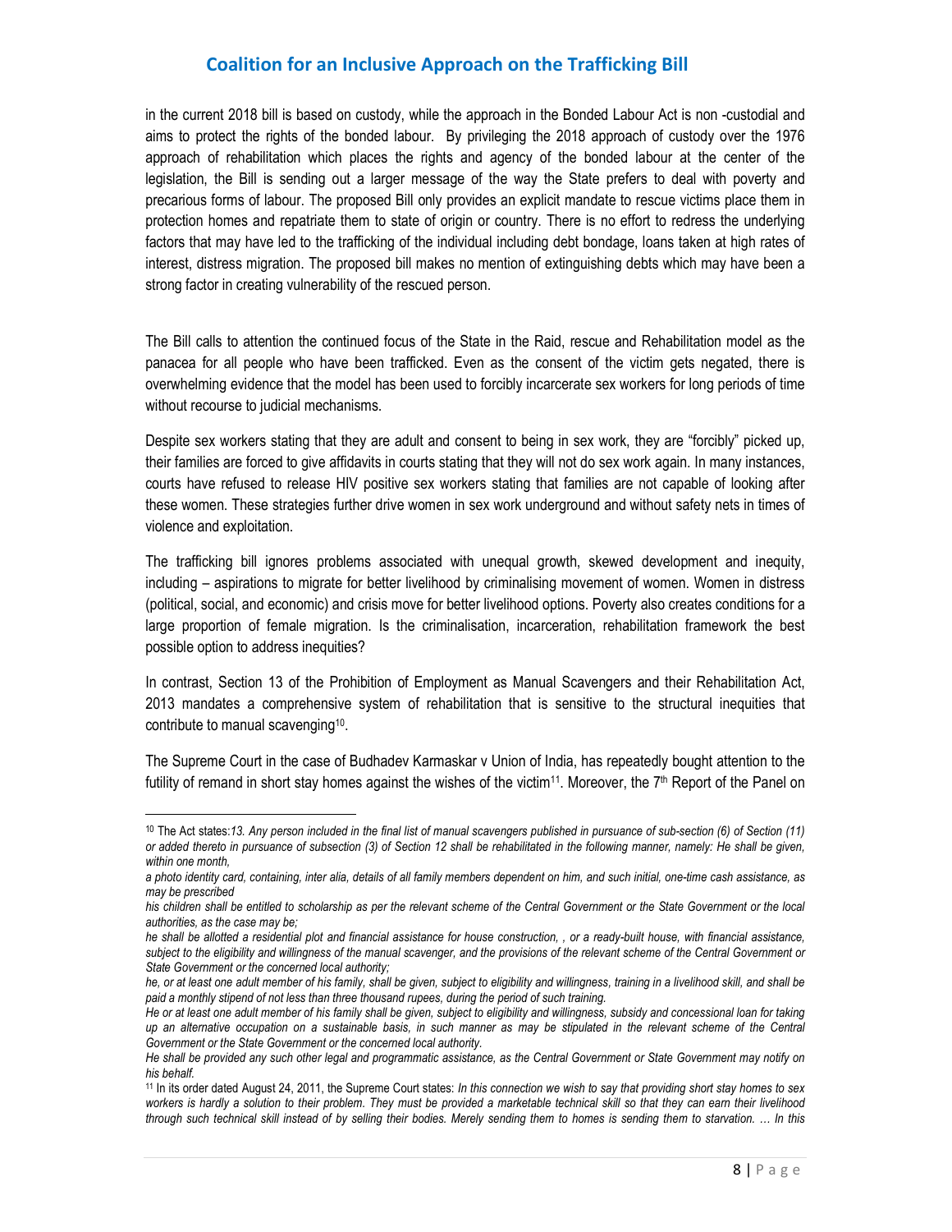in the current 2018 bill is based on custody, while the approach in the Bonded Labour Act is non -custodial and aims to protect the rights of the bonded labour. By privileging the 2018 approach of custody over the 1976 approach of rehabilitation which places the rights and agency of the bonded labour at the center of the legislation, the Bill is sending out a larger message of the way the State prefers to deal with poverty and precarious forms of labour. The proposed Bill only provides an explicit mandate to rescue victims place them in protection homes and repatriate them to state of origin or country. There is no effort to redress the underlying factors that may have led to the trafficking of the individual including debt bondage, loans taken at high rates of interest, distress migration. The proposed bill makes no mention of extinguishing debts which may have been a strong factor in creating vulnerability of the rescued person.

The Bill calls to attention the continued focus of the State in the Raid, rescue and Rehabilitation model as the panacea for all people who have been trafficked. Even as the consent of the victim gets negated, there is overwhelming evidence that the model has been used to forcibly incarcerate sex workers for long periods of time without recourse to judicial mechanisms.

Despite sex workers stating that they are adult and consent to being in sex work, they are "forcibly" picked up, their families are forced to give affidavits in courts stating that they will not do sex work again. In many instances, courts have refused to release HIV positive sex workers stating that families are not capable of looking after these women. These strategies further drive women in sex work underground and without safety nets in times of violence and exploitation.

The trafficking bill ignores problems associated with unequal growth, skewed development and inequity, including – aspirations to migrate for better livelihood by criminalising movement of women. Women in distress (political, social, and economic) and crisis move for better livelihood options. Poverty also creates conditions for a large proportion of female migration. Is the criminalisation, incarceration, rehabilitation framework the best possible option to address inequities?

In contrast, Section 13 of the Prohibition of Employment as Manual Scavengers and their Rehabilitation Act, 2013 mandates a comprehensive system of rehabilitation that is sensitive to the structural inequities that contribute to manual scavenging[10].

The Supreme Court in the case of Budhadev Karmaskar v Union of India, has repeatedly bought attention to the futility of remand in short stay homes against the wishes of the victim[11]. Moreover, the 7th Report of the Panel on

---

[10] The Act states:*13. Any person included in the final list of manual scavengers published in pursuance of sub-section (6) of Section (11) or added thereto in pursuance of subsection (3) of Section 12 shall be rehabilitated in the following manner, namely: He shall be given, within one month,*

*a photo identity card, containing, inter alia, details of all family members dependent on him, and such initial, one-time cash assistance, as may be prescribed*

*his children shall be entitled to scholarship as per the relevant scheme of the Central Government or the State Government or the local authorities, as the case may be;*

*he shall be allotted a residential plot and financial assistance for house construction, , or a ready-built house, with financial assistance, subject to the eligibility and willingness of the manual scavenger, and the provisions of the relevant scheme of the Central Government or State Government or the concerned local authority;*

*he, or at least one adult member of his family, shall be given, subject to eligibility and willingness, training in a livelihood skill, and shall be paid a monthly stipend of not less than three thousand rupees, during the period of such training.*

*He or at least one adult member of his family shall be given, subject to eligibility and willingness, subsidy and concessional loan for taking up an alternative occupation on a sustainable basis, in such manner as may be stipulated in the relevant scheme of the Central Government or the State Government or the concerned local authority.*

*He shall be provided any such other legal and programmatic assistance, as the Central Government or State Government may notify on his behalf.*

[11] In its order dated August 24, 2011, the Supreme Court states: *In this connection we wish to say that providing short stay homes to sex workers is hardly a solution to their problem. They must be provided a marketable technical skill so that they can earn their livelihood through such technical skill instead of by selling their bodies. Merely sending them to homes is sending them to starvation. … In this*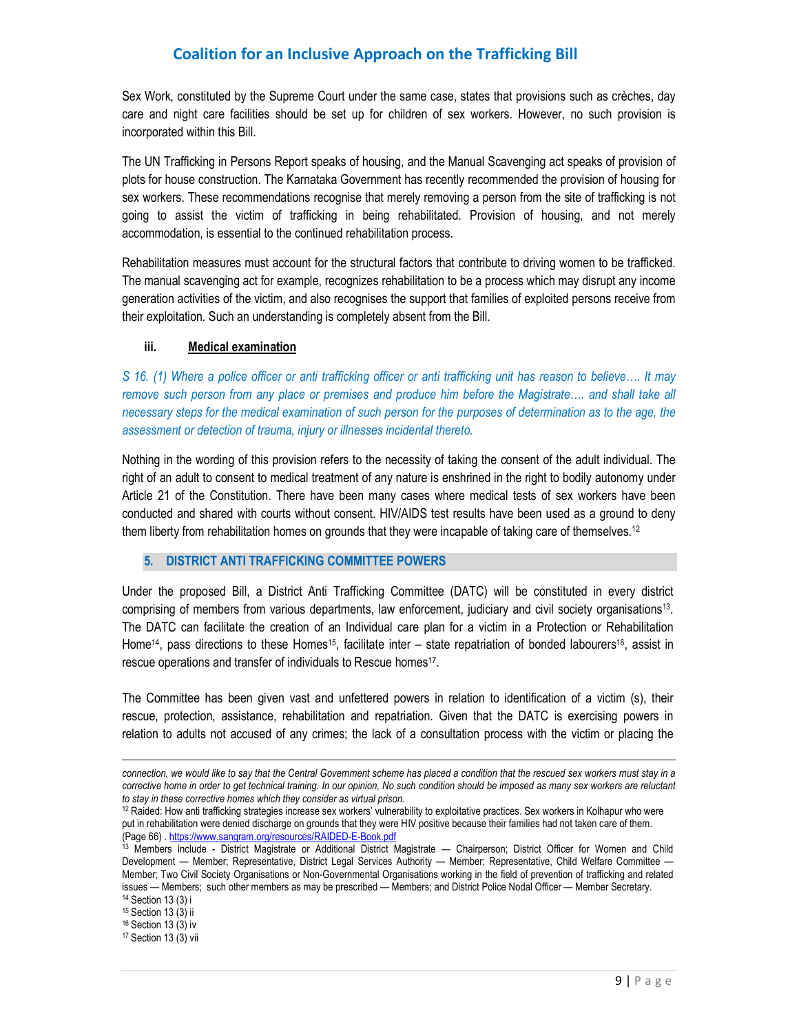Sex Work, constituted by the Supreme Court under the same case, states that provisions such as crèches, day care and night care facilities should be set up for children of sex workers. However, no such provision is incorporated within this Bill.

The UN Trafficking in Persons Report speaks of housing, and the Manual Scavenging act speaks of provision of plots for house construction. The Karnataka Government has recently recommended the provision of housing for sex workers. These recommendations recognise that merely removing a person from the site of trafficking is not going to assist the victim of trafficking in being rehabilitated. Provision of housing, and not merely accommodation, is essential to the continued rehabilitation process.

Rehabilitation measures must account for the structural factors that contribute to driving women to be trafficked. The manual scavenging act for example, recognizes rehabilitation to be a process which may disrupt any income generation activities of the victim, and also recognises the support that families of exploited persons receive from their exploitation. Such an understanding is completely absent from the Bill.

### iii. <u>Medical examination</u>

*S 16. (1) Where a police officer or anti trafficking officer or anti trafficking unit has reason to believe…. It may remove such person from any place or premises and produce him before the Magistrate…. and shall take all necessary steps for the medical examination of such person for the purposes of determination as to the age, the assessment or detection of trauma, injury or illnesses incidental thereto.*

Nothing in the wording of this provision refers to the necessity of taking the consent of the adult individual. The right of an adult to consent to medical treatment of any nature is enshrined in the right to bodily autonomy under Article 21 of the Constitution. There have been many cases where medical tests of sex workers have been conducted and shared with courts without consent. HIV/AIDS test results have been used as a ground to deny them liberty from rehabilitation homes on grounds that they were incapable of taking care of themselves.[12]

## 5. DISTRICT ANTI TRAFFICKING COMMITTEE POWERS

Under the proposed Bill, a District Anti Trafficking Committee (DATC) will be constituted in every district comprising of members from various departments, law enforcement, judiciary and civil society organisations[13]. The DATC can facilitate the creation of an Individual care plan for a victim in a Protection or Rehabilitation Home[14], pass directions to these Homes[15], facilitate inter – state repatriation of bonded labourers[16], assist in rescue operations and transfer of individuals to Rescue homes[17].

The Committee has been given vast and unfettered powers in relation to identification of a victim (s), their rescue, protection, assistance, rehabilitation and repatriation. Given that the DATC is exercising powers in relation to adults not accused of any crimes; the lack of a consultation process with the victim or placing the

---

*connection, we would like to say that the Central Government scheme has placed a condition that the rescued sex workers must stay in a corrective home in order to get technical training. In our opinion, No such condition should be imposed as many sex workers are reluctant to stay in these corrective homes which they consider as virtual prison.*

[12] Raided: How anti trafficking strategies increase sex workers' vulnerability to exploitative practices. Sex workers in Kolhapur who were put in rehabilitation were denied discharge on grounds that they were HIV positive because their families had not taken care of them. (Page 66) . https://www.sangram.org/resources/RAIDED-E-Book.pdf

[13] Members include - District Magistrate or Additional District Magistrate — Chairperson; District Officer for Women and Child Development — Member; Representative, District Legal Services Authority — Member; Representative, Child Welfare Committee — Member; Two Civil Society Organisations or Non-Governmental Organisations working in the field of prevention of trafficking and related issues — Members; such other members as may be prescribed — Members; and District Police Nodal Officer — Member Secretary.

[14] Section 13 (3) i

[15] Section 13 (3) ii

[16] Section 13 (3) iv

[17] Section 13 (3) vii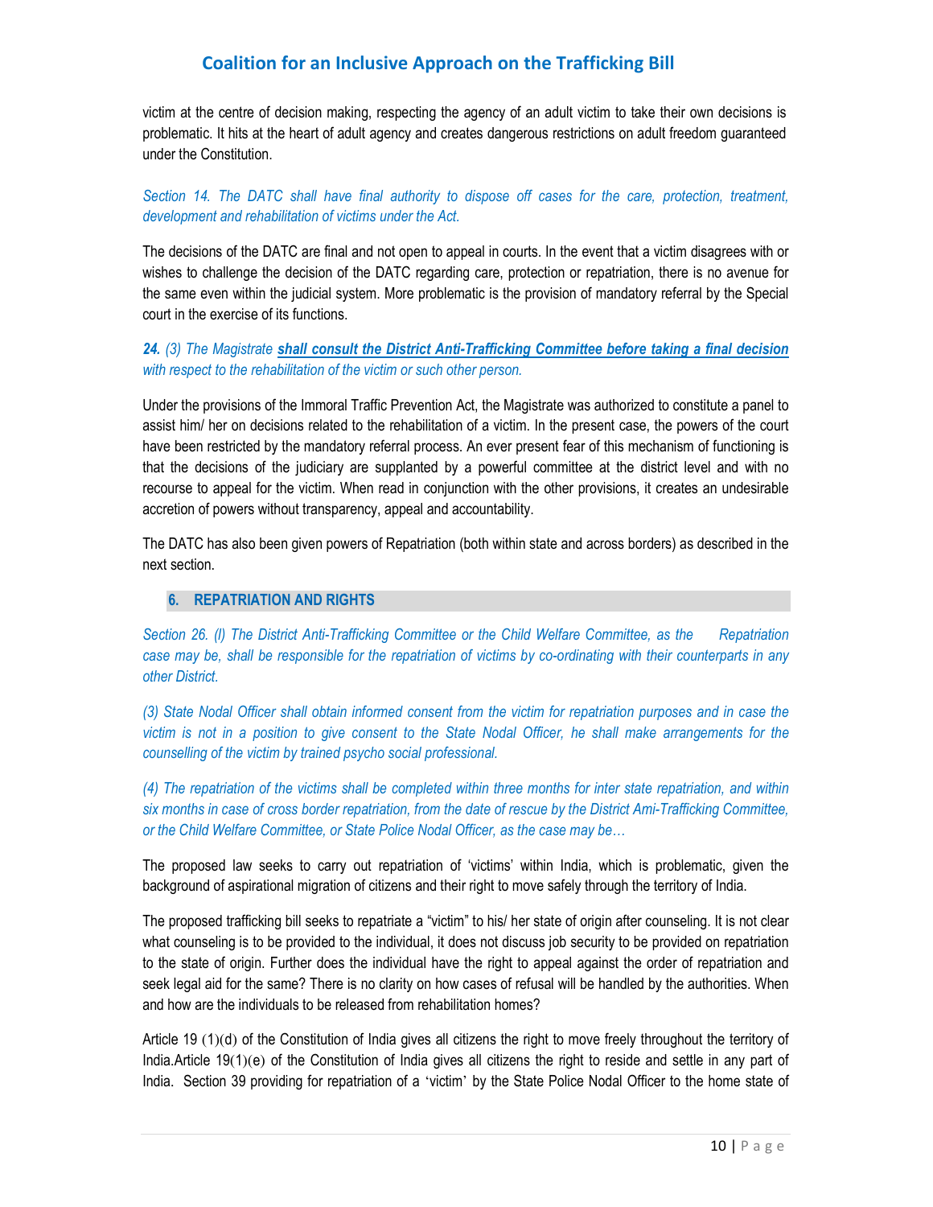victim at the centre of decision making, respecting the agency of an adult victim to take their own decisions is problematic. It hits at the heart of adult agency and creates dangerous restrictions on adult freedom guaranteed under the Constitution.

*Section 14. The DATC shall have final authority to dispose off cases for the care, protection, treatment, development and rehabilitation of victims under the Act.*

The decisions of the DATC are final and not open to appeal in courts. In the event that a victim disagrees with or wishes to challenge the decision of the DATC regarding care, protection or repatriation, there is no avenue for the same even within the judicial system. More problematic is the provision of mandatory referral by the Special court in the exercise of its functions.

***24.*** *(3) The Magistrate* ***shall consult the District Anti-Trafficking Committee before taking a final decision*** *with respect to the rehabilitation of the victim or such other person.*

Under the provisions of the Immoral Traffic Prevention Act, the Magistrate was authorized to constitute a panel to assist him/ her on decisions related to the rehabilitation of a victim. In the present case, the powers of the court have been restricted by the mandatory referral process. An ever present fear of this mechanism of functioning is that the decisions of the judiciary are supplanted by a powerful committee at the district level and with no recourse to appeal for the victim. When read in conjunction with the other provisions, it creates an undesirable accretion of powers without transparency, appeal and accountability.

The DATC has also been given powers of Repatriation (both within state and across borders) as described in the next section.

## 6. REPATRIATION AND RIGHTS

*Section 26. (l) The District Anti-Trafficking Committee or the Child Welfare Committee, as the Repatriation case may be, shall be responsible for the repatriation of victims by co-ordinating with their counterparts in any other District.*

*(3) State Nodal Officer shall obtain informed consent from the victim for repatriation purposes and in case the victim is not in a position to give consent to the State Nodal Officer, he shall make arrangements for the counselling of the victim by trained psycho social professional.*

*(4) The repatriation of the victims shall be completed within three months for inter state repatriation, and within six months in case of cross border repatriation, from the date of rescue by the District Ami-Trafficking Committee, or the Child Welfare Committee, or State Police Nodal Officer, as the case may be…*

The proposed law seeks to carry out repatriation of 'victims' within India, which is problematic, given the background of aspirational migration of citizens and their right to move safely through the territory of India.

The proposed trafficking bill seeks to repatriate a "victim" to his/ her state of origin after counseling. It is not clear what counseling is to be provided to the individual, it does not discuss job security to be provided on repatriation to the state of origin. Further does the individual have the right to appeal against the order of repatriation and seek legal aid for the same? There is no clarity on how cases of refusal will be handled by the authorities. When and how are the individuals to be released from rehabilitation homes?

Article 19 (1)(d) of the Constitution of India gives all citizens the right to move freely throughout the territory of India.Article 19(1)(e) of the Constitution of India gives all citizens the right to reside and settle in any part of India. Section 39 providing for repatriation of a 'victim' by the State Police Nodal Officer to the home state of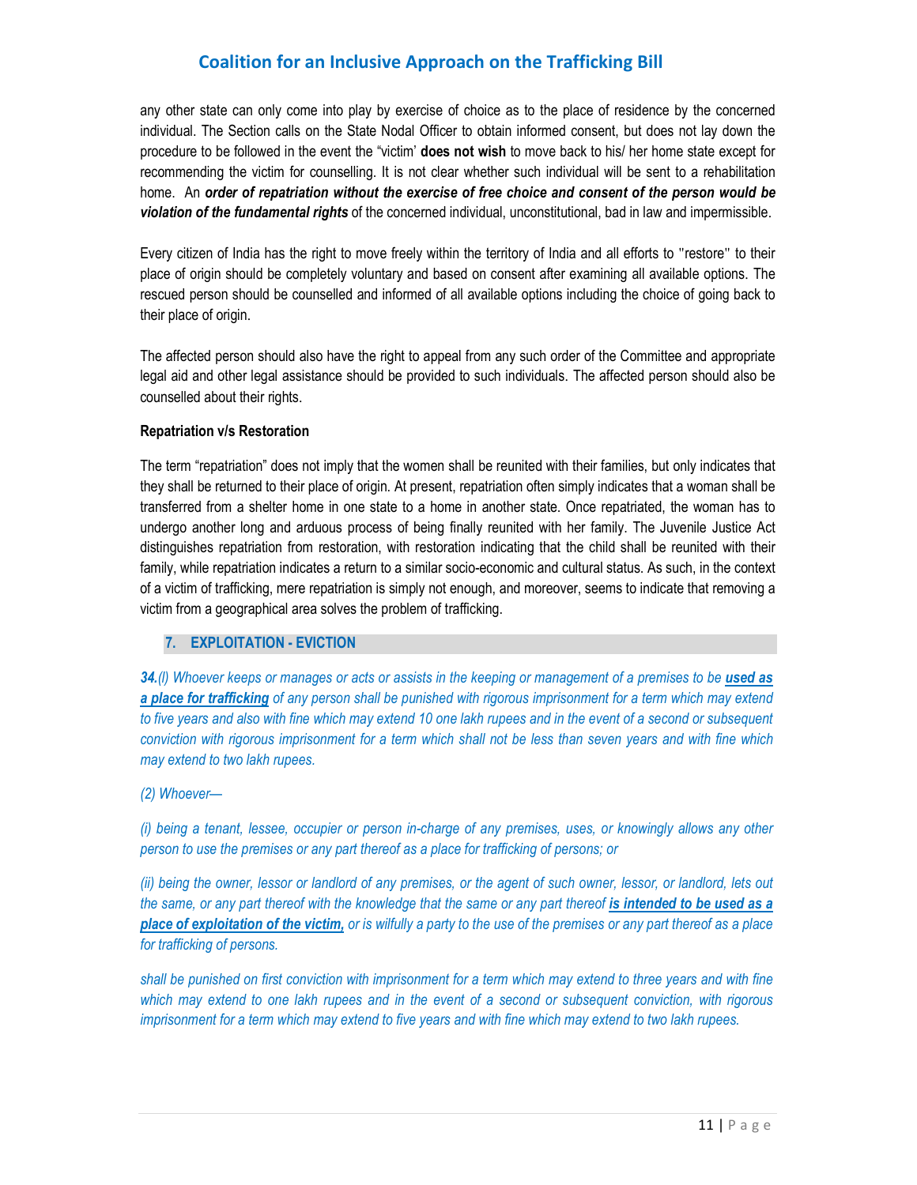any other state can only come into play by exercise of choice as to the place of residence by the concerned individual. The Section calls on the State Nodal Officer to obtain informed consent, but does not lay down the procedure to be followed in the event the "victim' **does not wish** to move back to his/ her home state except for recommending the victim for counselling. It is not clear whether such individual will be sent to a rehabilitation home. An ***order of repatriation without the exercise of free choice and consent of the person would be violation of the fundamental rights*** of the concerned individual, unconstitutional, bad in law and impermissible.

Every citizen of India has the right to move freely within the territory of India and all efforts to "restore" to their place of origin should be completely voluntary and based on consent after examining all available options. The rescued person should be counselled and informed of all available options including the choice of going back to their place of origin.

The affected person should also have the right to appeal from any such order of the Committee and appropriate legal aid and other legal assistance should be provided to such individuals. The affected person should also be counselled about their rights.

**Repatriation v/s Restoration**

The term "repatriation" does not imply that the women shall be reunited with their families, but only indicates that they shall be returned to their place of origin. At present, repatriation often simply indicates that a woman shall be transferred from a shelter home in one state to a home in another state. Once repatriated, the woman has to undergo another long and arduous process of being finally reunited with her family. The Juvenile Justice Act distinguishes repatriation from restoration, with restoration indicating that the child shall be reunited with their family, while repatriation indicates a return to a similar socio-economic and cultural status. As such, in the context of a victim of trafficking, mere repatriation is simply not enough, and moreover, seems to indicate that removing a victim from a geographical area solves the problem of trafficking.

## 7. EXPLOITATION - EVICTION

***34.****(l) Whoever keeps or manages or acts or assists in the keeping or management of a premises to be* ***used as a place for trafficking*** *of any person shall be punished with rigorous imprisonment for a term which may extend to five years and also with fine which may extend 10 one lakh rupees and in the event of a second or subsequent conviction with rigorous imprisonment for a term which shall not be less than seven years and with fine which may extend to two lakh rupees.*

*(2) Whoever—*

*(i) being a tenant, lessee, occupier or person in-charge of any premises, uses, or knowingly allows any other person to use the premises or any part thereof as a place for trafficking of persons; or*

*(ii) being the owner, lessor or landlord of any premises, or the agent of such owner, lessor, or landlord, lets out the same, or any part thereof with the knowledge that the same or any part thereof* ***is intended to be used as a place of exploitation of the victim,*** *or is wilfully a party to the use of the premises or any part thereof as a place for trafficking of persons.*

*shall be punished on first conviction with imprisonment for a term which may extend to three years and with fine which may extend to one lakh rupees and in the event of a second or subsequent conviction, with rigorous imprisonment for a term which may extend to five years and with fine which may extend to two lakh rupees.*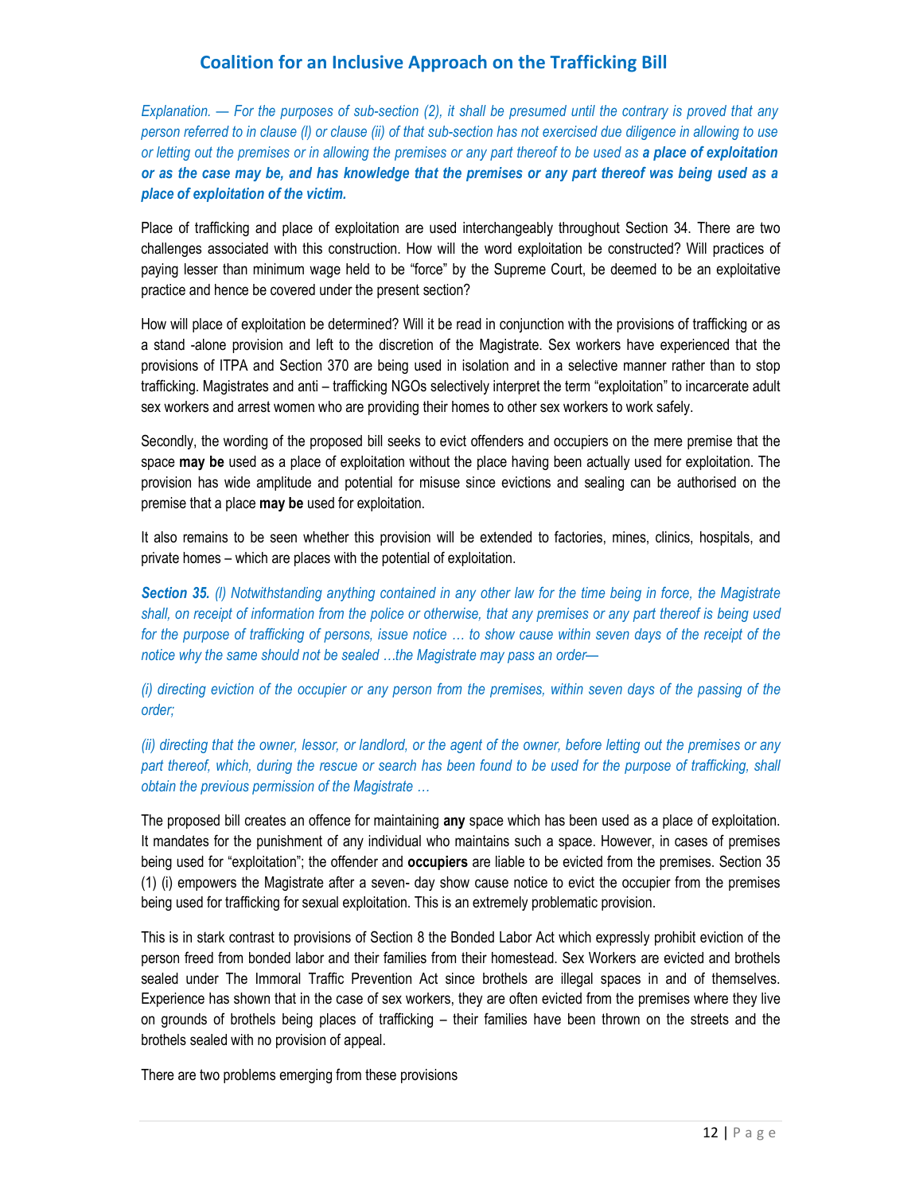*Explanation. — For the purposes of sub-section (2), it shall be presumed until the contrary is proved that any person referred to in clause (l) or clause (ii) of that sub-section has not exercised due diligence in allowing to use or letting out the premises or in allowing the premises or any part thereof to be used as **a place of exploitation or as the case may be, and has knowledge that the premises or any part thereof was being used as a place of exploitation of the victim.***

Place of trafficking and place of exploitation are used interchangeably throughout Section 34. There are two challenges associated with this construction. How will the word exploitation be constructed? Will practices of paying lesser than minimum wage held to be "force" by the Supreme Court, be deemed to be an exploitative practice and hence be covered under the present section?

How will place of exploitation be determined? Will it be read in conjunction with the provisions of trafficking or as a stand -alone provision and left to the discretion of the Magistrate. Sex workers have experienced that the provisions of ITPA and Section 370 are being used in isolation and in a selective manner rather than to stop trafficking. Magistrates and anti – trafficking NGOs selectively interpret the term "exploitation" to incarcerate adult sex workers and arrest women who are providing their homes to other sex workers to work safely.

Secondly, the wording of the proposed bill seeks to evict offenders and occupiers on the mere premise that the space **may be** used as a place of exploitation without the place having been actually used for exploitation. The provision has wide amplitude and potential for misuse since evictions and sealing can be authorised on the premise that a place **may be** used for exploitation.

It also remains to be seen whether this provision will be extended to factories, mines, clinics, hospitals, and private homes – which are places with the potential of exploitation.

***Section 35.** (l) Notwithstanding anything contained in any other law for the time being in force, the Magistrate shall, on receipt of information from the police or otherwise, that any premises or any part thereof is being used for the purpose of trafficking of persons, issue notice … to show cause within seven days of the receipt of the notice why the same should not be sealed …the Magistrate may pass an order—*

*(i) directing eviction of the occupier or any person from the premises, within seven days of the passing of the order;*

*(ii) directing that the owner, lessor, or landlord, or the agent of the owner, before letting out the premises or any part thereof, which, during the rescue or search has been found to be used for the purpose of trafficking, shall obtain the previous permission of the Magistrate …*

The proposed bill creates an offence for maintaining **any** space which has been used as a place of exploitation. It mandates for the punishment of any individual who maintains such a space. However, in cases of premises being used for "exploitation"; the offender and **occupiers** are liable to be evicted from the premises. Section 35 (1) (i) empowers the Magistrate after a seven- day show cause notice to evict the occupier from the premises being used for trafficking for sexual exploitation. This is an extremely problematic provision.

This is in stark contrast to provisions of Section 8 the Bonded Labor Act which expressly prohibit eviction of the person freed from bonded labor and their families from their homestead. Sex Workers are evicted and brothels sealed under The Immoral Traffic Prevention Act since brothels are illegal spaces in and of themselves. Experience has shown that in the case of sex workers, they are often evicted from the premises where they live on grounds of brothels being places of trafficking – their families have been thrown on the streets and the brothels sealed with no provision of appeal.

There are two problems emerging from these provisions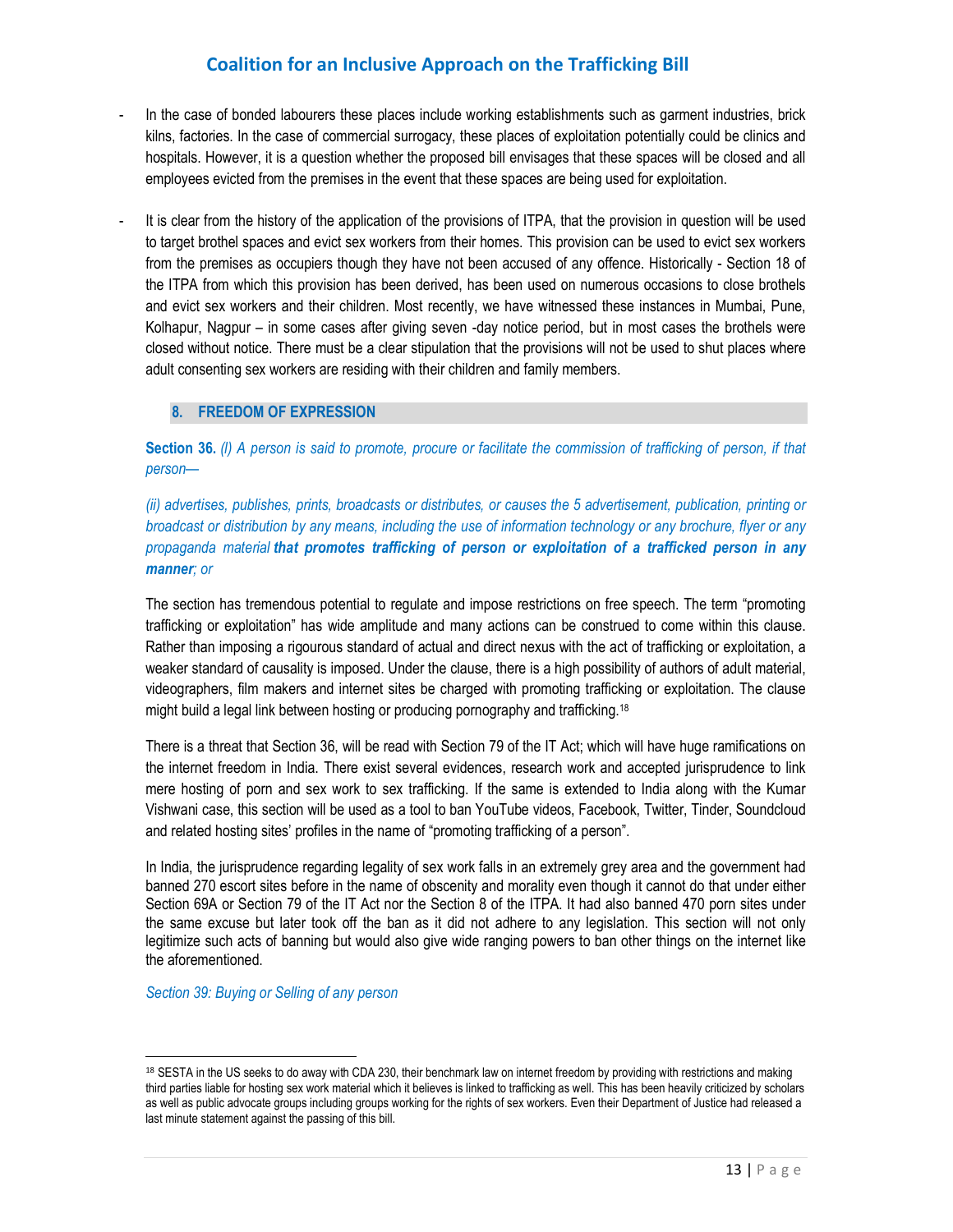- In the case of bonded labourers these places include working establishments such as garment industries, brick kilns, factories. In the case of commercial surrogacy, these places of exploitation potentially could be clinics and hospitals. However, it is a question whether the proposed bill envisages that these spaces will be closed and all employees evicted from the premises in the event that these spaces are being used for exploitation.

- It is clear from the history of the application of the provisions of ITPA, that the provision in question will be used to target brothel spaces and evict sex workers from their homes. This provision can be used to evict sex workers from the premises as occupiers though they have not been accused of any offence. Historically - Section 18 of the ITPA from which this provision has been derived, has been used on numerous occasions to close brothels and evict sex workers and their children. Most recently, we have witnessed these instances in Mumbai, Pune, Kolhapur, Nagpur – in some cases after giving seven -day notice period, but in most cases the brothels were closed without notice. There must be a clear stipulation that the provisions will not be used to shut places where adult consenting sex workers are residing with their children and family members.

## 8. FREEDOM OF EXPRESSION

**Section 36.** *(l) A person is said to promote, procure or facilitate the commission of trafficking of person, if that person—*

*(ii) advertises, publishes, prints, broadcasts or distributes, or causes the 5 advertisement, publication, printing or broadcast or distribution by any means, including the use of information technology or any brochure, flyer or any propaganda material* ***that promotes trafficking of person or exploitation of a trafficked person in any manner****; or*

The section has tremendous potential to regulate and impose restrictions on free speech. The term "promoting trafficking or exploitation" has wide amplitude and many actions can be construed to come within this clause. Rather than imposing a rigourous standard of actual and direct nexus with the act of trafficking or exploitation, a weaker standard of causality is imposed. Under the clause, there is a high possibility of authors of adult material, videographers, film makers and internet sites be charged with promoting trafficking or exploitation. The clause might build a legal link between hosting or producing pornography and trafficking.[18]

There is a threat that Section 36, will be read with Section 79 of the IT Act; which will have huge ramifications on the internet freedom in India. There exist several evidences, research work and accepted jurisprudence to link mere hosting of porn and sex work to sex trafficking. If the same is extended to India along with the Kumar Vishwani case, this section will be used as a tool to ban YouTube videos, Facebook, Twitter, Tinder, Soundcloud and related hosting sites' profiles in the name of "promoting trafficking of a person".

In India, the jurisprudence regarding legality of sex work falls in an extremely grey area and the government had banned 270 escort sites before in the name of obscenity and morality even though it cannot do that under either Section 69A or Section 79 of the IT Act nor the Section 8 of the ITPA. It had also banned 470 porn sites under the same excuse but later took off the ban as it did not adhere to any legislation. This section will not only legitimize such acts of banning but would also give wide ranging powers to ban other things on the internet like the aforementioned.

*Section 39: Buying or Selling of any person*

---

[18] SESTA in the US seeks to do away with CDA 230, their benchmark law on internet freedom by providing with restrictions and making third parties liable for hosting sex work material which it believes is linked to trafficking as well. This has been heavily criticized by scholars as well as public advocate groups including groups working for the rights of sex workers. Even their Department of Justice had released a last minute statement against the passing of this bill.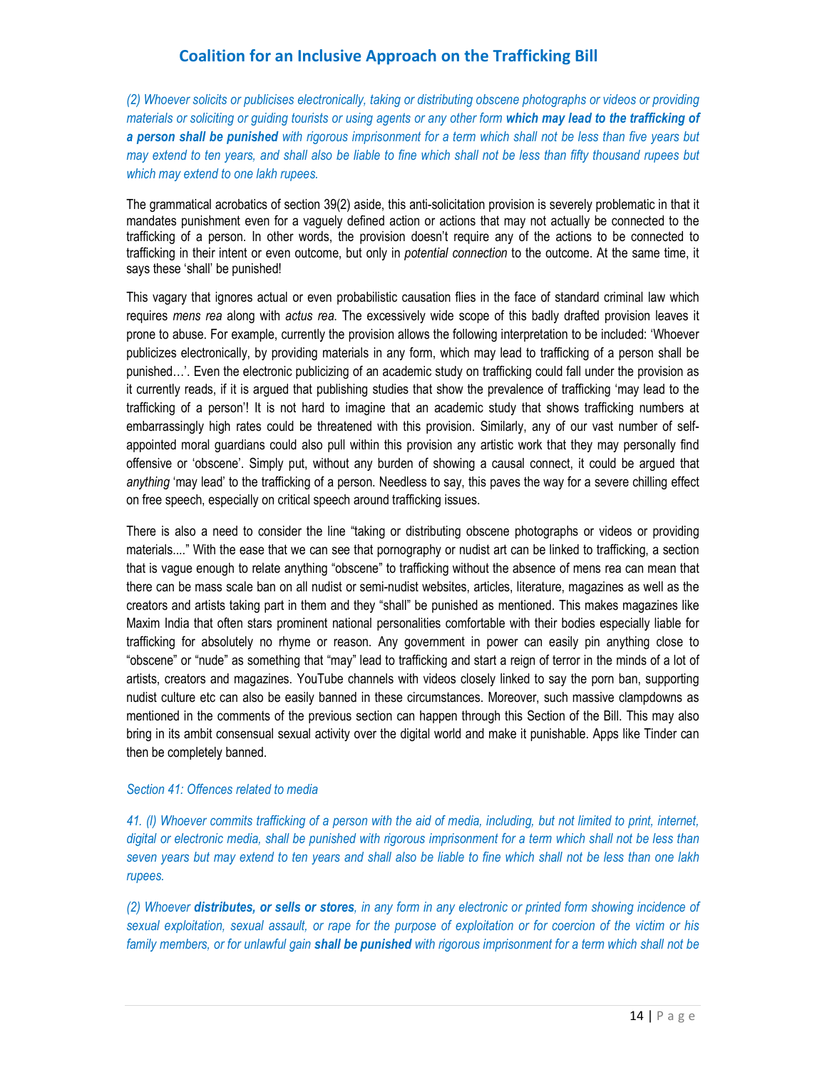*(2) Whoever solicits or publicises electronically, taking or distributing obscene photographs or videos or providing materials or soliciting or guiding tourists or using agents or any other form* ***which may lead to the trafficking of a person shall be punished*** *with rigorous imprisonment for a term which shall not be less than five years but may extend to ten years, and shall also be liable to fine which shall not be less than fifty thousand rupees but which may extend to one lakh rupees.*

The grammatical acrobatics of section 39(2) aside, this anti-solicitation provision is severely problematic in that it mandates punishment even for a vaguely defined action or actions that may not actually be connected to the trafficking of a person. In other words, the provision doesn't require any of the actions to be connected to trafficking in their intent or even outcome, but only in *potential connection* to the outcome. At the same time, it says these 'shall' be punished!

This vagary that ignores actual or even probabilistic causation flies in the face of standard criminal law which requires *mens rea* along with *actus rea*. The excessively wide scope of this badly drafted provision leaves it prone to abuse. For example, currently the provision allows the following interpretation to be included: 'Whoever publicizes electronically, by providing materials in any form, which may lead to trafficking of a person shall be punished…'. Even the electronic publicizing of an academic study on trafficking could fall under the provision as it currently reads, if it is argued that publishing studies that show the prevalence of trafficking 'may lead to the trafficking of a person'! It is not hard to imagine that an academic study that shows trafficking numbers at embarrassingly high rates could be threatened with this provision. Similarly, any of our vast number of self-appointed moral guardians could also pull within this provision any artistic work that they may personally find offensive or 'obscene'. Simply put, without any burden of showing a causal connect, it could be argued that *anything* 'may lead' to the trafficking of a person. Needless to say, this paves the way for a severe chilling effect on free speech, especially on critical speech around trafficking issues.

There is also a need to consider the line "taking or distributing obscene photographs or videos or providing materials...." With the ease that we can see that pornography or nudist art can be linked to trafficking, a section that is vague enough to relate anything "obscene" to trafficking without the absence of mens rea can mean that there can be mass scale ban on all nudist or semi-nudist websites, articles, literature, magazines as well as the creators and artists taking part in them and they "shall" be punished as mentioned. This makes magazines like Maxim India that often stars prominent national personalities comfortable with their bodies especially liable for trafficking for absolutely no rhyme or reason. Any government in power can easily pin anything close to "obscene" or "nude" as something that "may" lead to trafficking and start a reign of terror in the minds of a lot of artists, creators and magazines. YouTube channels with videos closely linked to say the porn ban, supporting nudist culture etc can also be easily banned in these circumstances. Moreover, such massive clampdowns as mentioned in the comments of the previous section can happen through this Section of the Bill. This may also bring in its ambit consensual sexual activity over the digital world and make it punishable. Apps like Tinder can then be completely banned.

*Section 41: Offences related to media*

*41. (l) Whoever commits trafficking of a person with the aid of media, including, but not limited to print, internet, digital or electronic media, shall be punished with rigorous imprisonment for a term which shall not be less than seven years but may extend to ten years and shall also be liable to fine which shall not be less than one lakh rupees.*

*(2) Whoever* ***distributes, or sells or stores****, in any form in any electronic or printed form showing incidence of sexual exploitation, sexual assault, or rape for the purpose of exploitation or for coercion of the victim or his family members, or for unlawful gain* ***shall be punished*** *with rigorous imprisonment for a term which shall not be*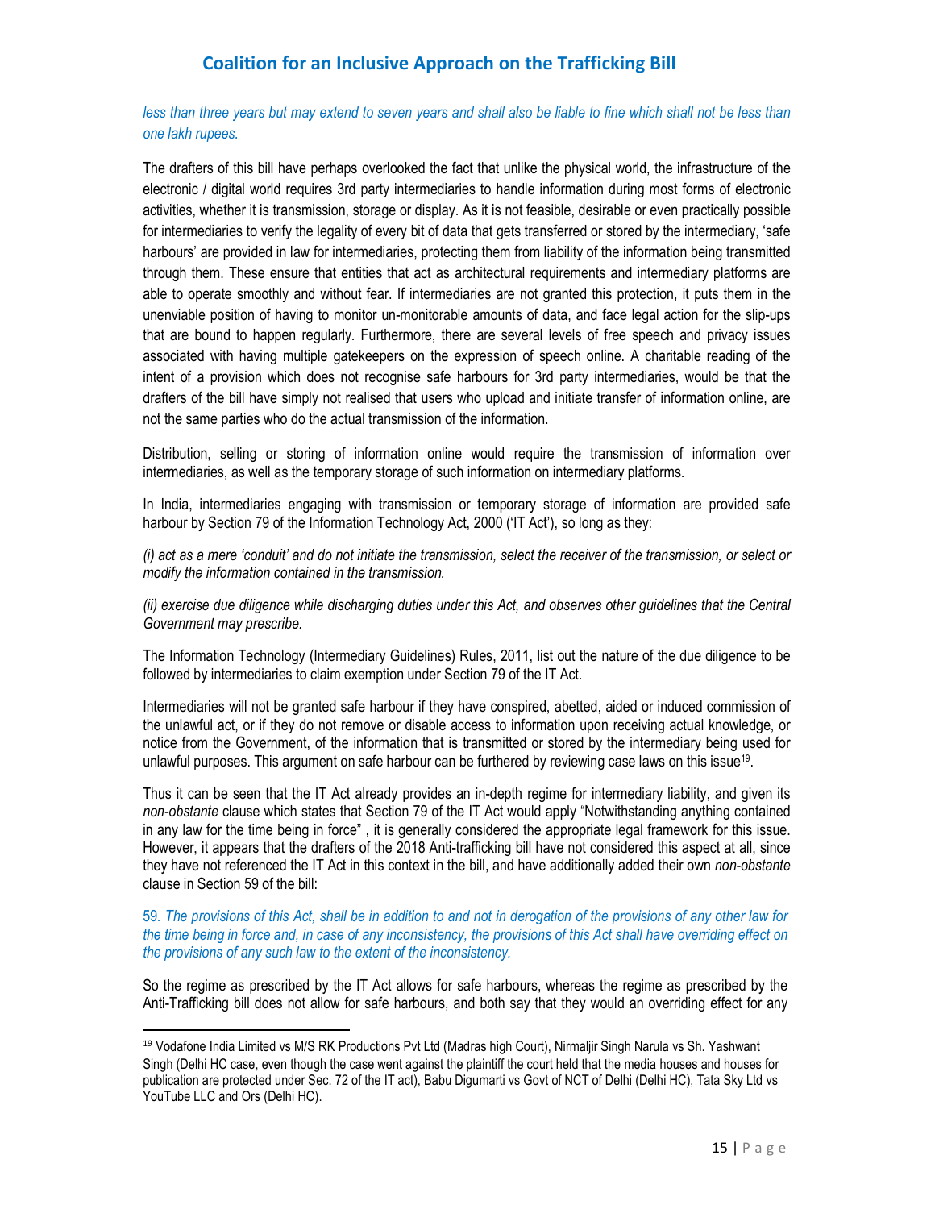*less than three years but may extend to seven years and shall also be liable to fine which shall not be less than one lakh rupees.*

The drafters of this bill have perhaps overlooked the fact that unlike the physical world, the infrastructure of the electronic / digital world requires 3rd party intermediaries to handle information during most forms of electronic activities, whether it is transmission, storage or display. As it is not feasible, desirable or even practically possible for intermediaries to verify the legality of every bit of data that gets transferred or stored by the intermediary, 'safe harbours' are provided in law for intermediaries, protecting them from liability of the information being transmitted through them. These ensure that entities that act as architectural requirements and intermediary platforms are able to operate smoothly and without fear. If intermediaries are not granted this protection, it puts them in the unenviable position of having to monitor un-monitorable amounts of data, and face legal action for the slip-ups that are bound to happen regularly. Furthermore, there are several levels of free speech and privacy issues associated with having multiple gatekeepers on the expression of speech online. A charitable reading of the intent of a provision which does not recognise safe harbours for 3rd party intermediaries, would be that the drafters of the bill have simply not realised that users who upload and initiate transfer of information online, are not the same parties who do the actual transmission of the information.

Distribution, selling or storing of information online would require the transmission of information over intermediaries, as well as the temporary storage of such information on intermediary platforms.

In India, intermediaries engaging with transmission or temporary storage of information are provided safe harbour by Section 79 of the Information Technology Act, 2000 ('IT Act'), so long as they:

*(i) act as a mere 'conduit' and do not initiate the transmission, select the receiver of the transmission, or select or modify the information contained in the transmission.*

*(ii) exercise due diligence while discharging duties under this Act, and observes other guidelines that the Central Government may prescribe.*

The Information Technology (Intermediary Guidelines) Rules, 2011, list out the nature of the due diligence to be followed by intermediaries to claim exemption under Section 79 of the IT Act.

Intermediaries will not be granted safe harbour if they have conspired, abetted, aided or induced commission of the unlawful act, or if they do not remove or disable access to information upon receiving actual knowledge, or notice from the Government, of the information that is transmitted or stored by the intermediary being used for unlawful purposes. This argument on safe harbour can be furthered by reviewing case laws on this issue[19].

Thus it can be seen that the IT Act already provides an in-depth regime for intermediary liability, and given its *non-obstante* clause which states that Section 79 of the IT Act would apply "Notwithstanding anything contained in any law for the time being in force" , it is generally considered the appropriate legal framework for this issue. However, it appears that the drafters of the 2018 Anti-trafficking bill have not considered this aspect at all, since they have not referenced the IT Act in this context in the bill, and have additionally added their own *non-obstante* clause in Section 59 of the bill:

59. *The provisions of this Act, shall be in addition to and not in derogation of the provisions of any other law for the time being in force and, in case of any inconsistency, the provisions of this Act shall have overriding effect on the provisions of any such law to the extent of the inconsistency.*

So the regime as prescribed by the IT Act allows for safe harbours, whereas the regime as prescribed by the Anti-Trafficking bill does not allow for safe harbours, and both say that they would an overriding effect for any

---

[19] Vodafone India Limited vs M/S RK Productions Pvt Ltd (Madras high Court), Nirmaljir Singh Narula vs Sh. Yashwant Singh (Delhi HC case, even though the case went against the plaintiff the court held that the media houses and houses for publication are protected under Sec. 72 of the IT act), Babu Digumarti vs Govt of NCT of Delhi (Delhi HC), Tata Sky Ltd vs YouTube LLC and Ors (Delhi HC).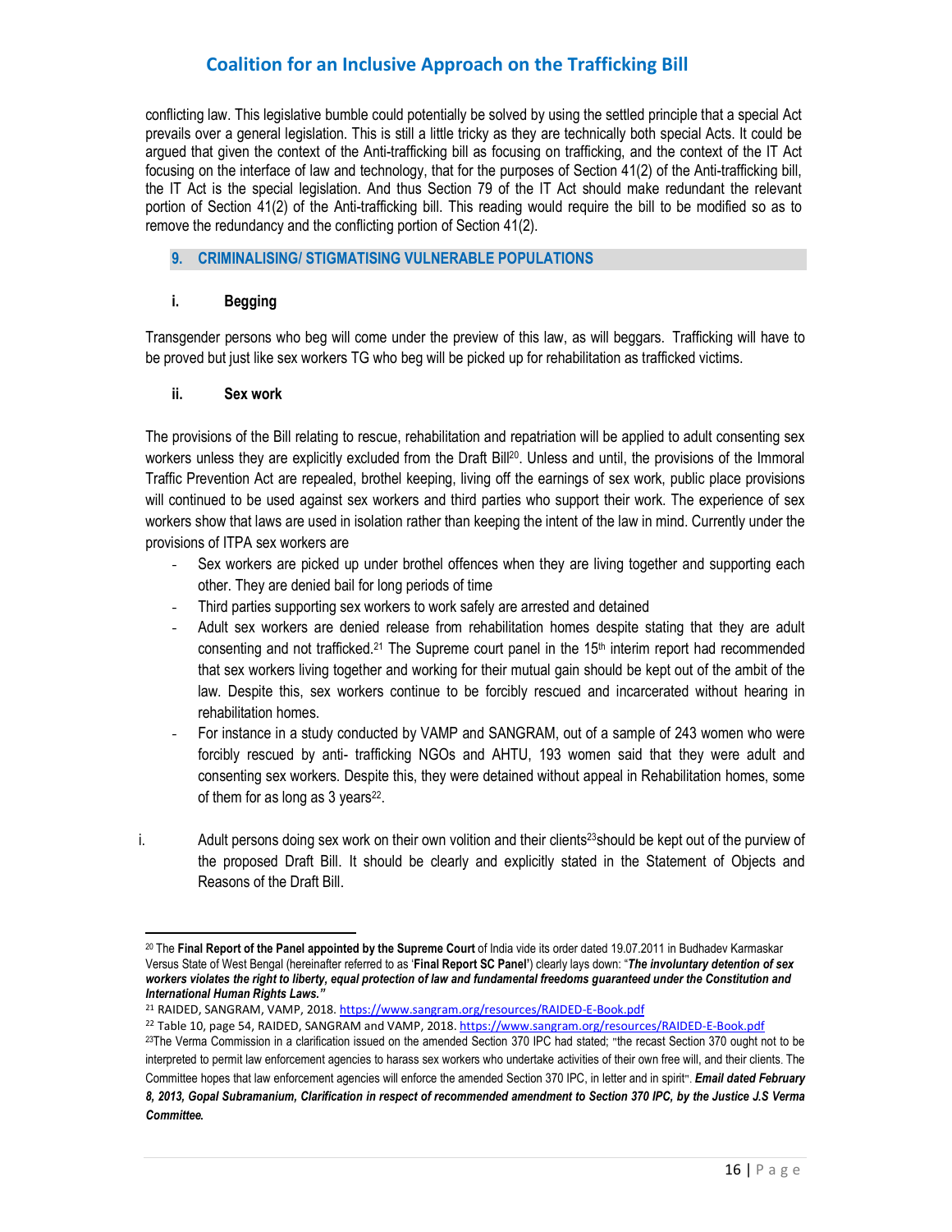conflicting law. This legislative bumble could potentially be solved by using the settled principle that a special Act prevails over a general legislation. This is still a little tricky as they are technically both special Acts. It could be argued that given the context of the Anti-trafficking bill as focusing on trafficking, and the context of the IT Act focusing on the interface of law and technology, that for the purposes of Section 41(2) of the Anti-trafficking bill, the IT Act is the special legislation. And thus Section 79 of the IT Act should make redundant the relevant portion of Section 41(2) of the Anti-trafficking bill. This reading would require the bill to be modified so as to remove the redundancy and the conflicting portion of Section 41(2).

## 9. CRIMINALISING/ STIGMATISING VULNERABLE POPULATIONS

### i. Begging

Transgender persons who beg will come under the preview of this law, as will beggars. Trafficking will have to be proved but just like sex workers TG who beg will be picked up for rehabilitation as trafficked victims.

### ii. Sex work

The provisions of the Bill relating to rescue, rehabilitation and repatriation will be applied to adult consenting sex workers unless they are explicitly excluded from the Draft Bill[20]. Unless and until, the provisions of the Immoral Traffic Prevention Act are repealed, brothel keeping, living off the earnings of sex work, public place provisions will continued to be used against sex workers and third parties who support their work. The experience of sex workers show that laws are used in isolation rather than keeping the intent of the law in mind. Currently under the provisions of ITPA sex workers are

- Sex workers are picked up under brothel offences when they are living together and supporting each other. They are denied bail for long periods of time
- Third parties supporting sex workers to work safely are arrested and detained
- Adult sex workers are denied release from rehabilitation homes despite stating that they are adult consenting and not trafficked.[21] The Supreme court panel in the 15th interim report had recommended that sex workers living together and working for their mutual gain should be kept out of the ambit of the law. Despite this, sex workers continue to be forcibly rescued and incarcerated without hearing in rehabilitation homes.
- For instance in a study conducted by VAMP and SANGRAM, out of a sample of 243 women who were forcibly rescued by anti- trafficking NGOs and AHTU, 193 women said that they were adult and consenting sex workers. Despite this, they were detained without appeal in Rehabilitation homes, some of them for as long as 3 years[22].

i. Adult persons doing sex work on their own volition and their clients[23] should be kept out of the purview of the proposed Draft Bill. It should be clearly and explicitly stated in the Statement of Objects and Reasons of the Draft Bill.

---

[20] The **Final Report of the Panel appointed by the Supreme Court** of India vide its order dated 19.07.2011 in Budhadev Karmaskar Versus State of West Bengal (hereinafter referred to as '**Final Report SC Panel**') clearly lays down: "***The involuntary detention of sex workers violates the right to liberty, equal protection of law and fundamental freedoms guaranteed under the Constitution and International Human Rights Laws."***

[21] RAIDED, SANGRAM, VAMP, 2018. https://www.sangram.org/resources/RAIDED-E-Book.pdf

[22] Table 10, page 54, RAIDED, SANGRAM and VAMP, 2018. https://www.sangram.org/resources/RAIDED-E-Book.pdf

[23] The Verma Commission in a clarification issued on the amended Section 370 IPC had stated; "the recast Section 370 ought not to be interpreted to permit law enforcement agencies to harass sex workers who undertake activities of their own free will, and their clients. The Committee hopes that law enforcement agencies will enforce the amended Section 370 IPC, in letter and in spirit". ***Email dated February 8, 2013, Gopal Subramanium, Clarification in respect of recommended amendment to Section 370 IPC, by the Justice J.S Verma Committee.***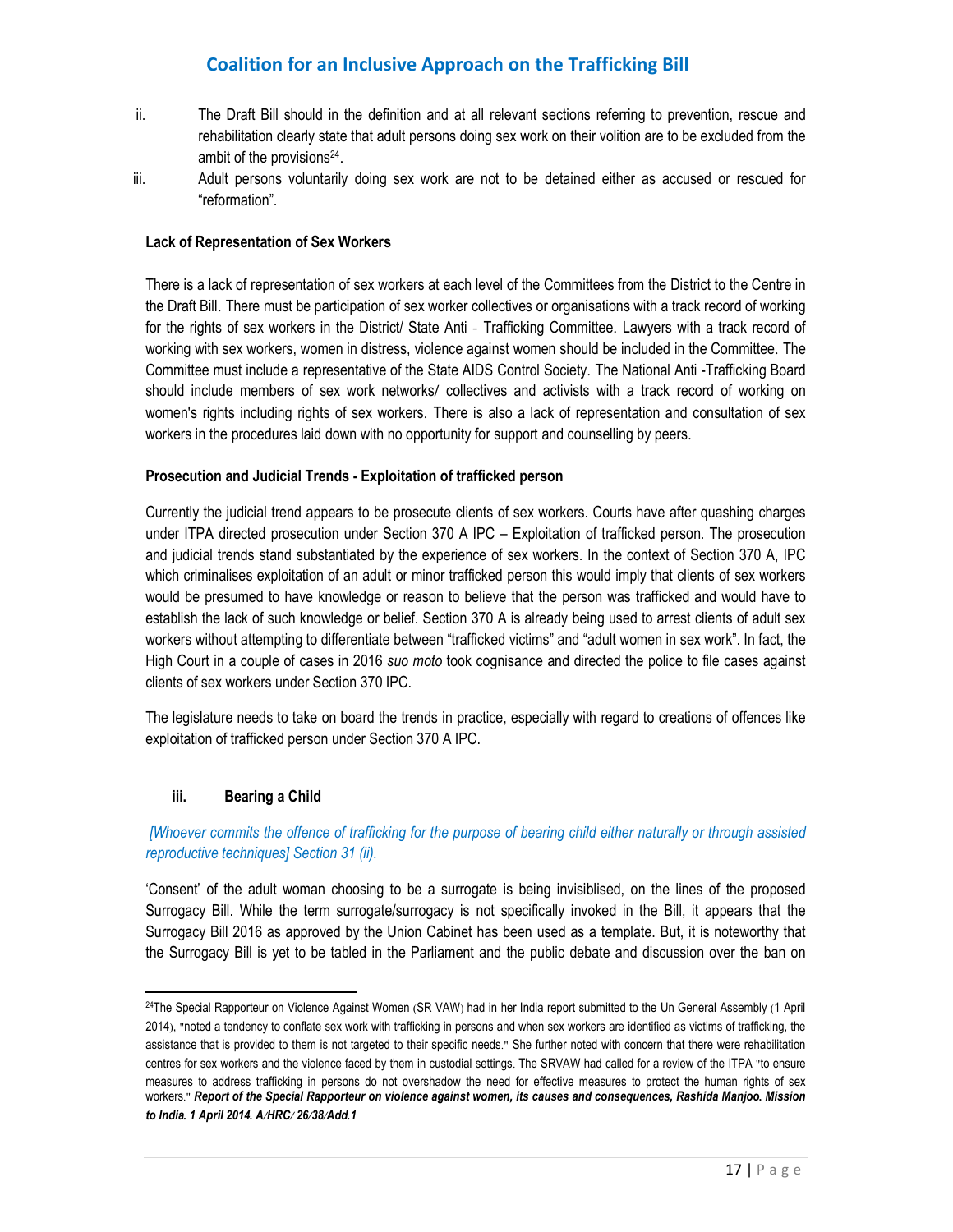ii. The Draft Bill should in the definition and at all relevant sections referring to prevention, rescue and rehabilitation clearly state that adult persons doing sex work on their volition are to be excluded from the ambit of the provisions[24].

iii. Adult persons voluntarily doing sex work are not to be detained either as accused or rescued for "reformation".

**Lack of Representation of Sex Workers**

There is a lack of representation of sex workers at each level of the Committees from the District to the Centre in the Draft Bill. There must be participation of sex worker collectives or organisations with a track record of working for the rights of sex workers in the District/ State Anti - Trafficking Committee. Lawyers with a track record of working with sex workers, women in distress, violence against women should be included in the Committee. The Committee must include a representative of the State AIDS Control Society. The National Anti -Trafficking Board should include members of sex work networks/ collectives and activists with a track record of working on women's rights including rights of sex workers. There is also a lack of representation and consultation of sex workers in the procedures laid down with no opportunity for support and counselling by peers.

**Prosecution and Judicial Trends - Exploitation of trafficked person**

Currently the judicial trend appears to be prosecute clients of sex workers. Courts have after quashing charges under ITPA directed prosecution under Section 370 A IPC – Exploitation of trafficked person. The prosecution and judicial trends stand substantiated by the experience of sex workers. In the context of Section 370 A, IPC which criminalises exploitation of an adult or minor trafficked person this would imply that clients of sex workers would be presumed to have knowledge or reason to believe that the person was trafficked and would have to establish the lack of such knowledge or belief. Section 370 A is already being used to arrest clients of adult sex workers without attempting to differentiate between "trafficked victims" and "adult women in sex work". In fact, the High Court in a couple of cases in 2016 *suo moto* took cognisance and directed the police to file cases against clients of sex workers under Section 370 IPC.

The legislature needs to take on board the trends in practice, especially with regard to creations of offences like exploitation of trafficked person under Section 370 A IPC.

### iii. Bearing a Child

*[Whoever commits the offence of trafficking for the purpose of bearing child either naturally or through assisted reproductive techniques] Section 31 (ii).*

'Consent' of the adult woman choosing to be a surrogate is being invisiblised, on the lines of the proposed Surrogacy Bill. While the term surrogate/surrogacy is not specifically invoked in the Bill, it appears that the Surrogacy Bill 2016 as approved by the Union Cabinet has been used as a template. But, it is noteworthy that the Surrogacy Bill is yet to be tabled in the Parliament and the public debate and discussion over the ban on

---

[24] The Special Rapporteur on Violence Against Women (SR VAW) had in her India report submitted to the Un General Assembly (1 April 2014), "noted a tendency to conflate sex work with trafficking in persons and when sex workers are identified as victims of trafficking, the assistance that is provided to them is not targeted to their specific needs." She further noted with concern that there were rehabilitation centres for sex workers and the violence faced by them in custodial settings. The SRVAW had called for a review of the ITPA "to ensure measures to address trafficking in persons do not overshadow the need for effective measures to protect the human rights of sex workers." ***Report of the Special Rapporteur on violence against women, its causes and consequences, Rashida Manjoo. Mission to India. 1 April 2014. A/HRC/ 26/38/Add.1***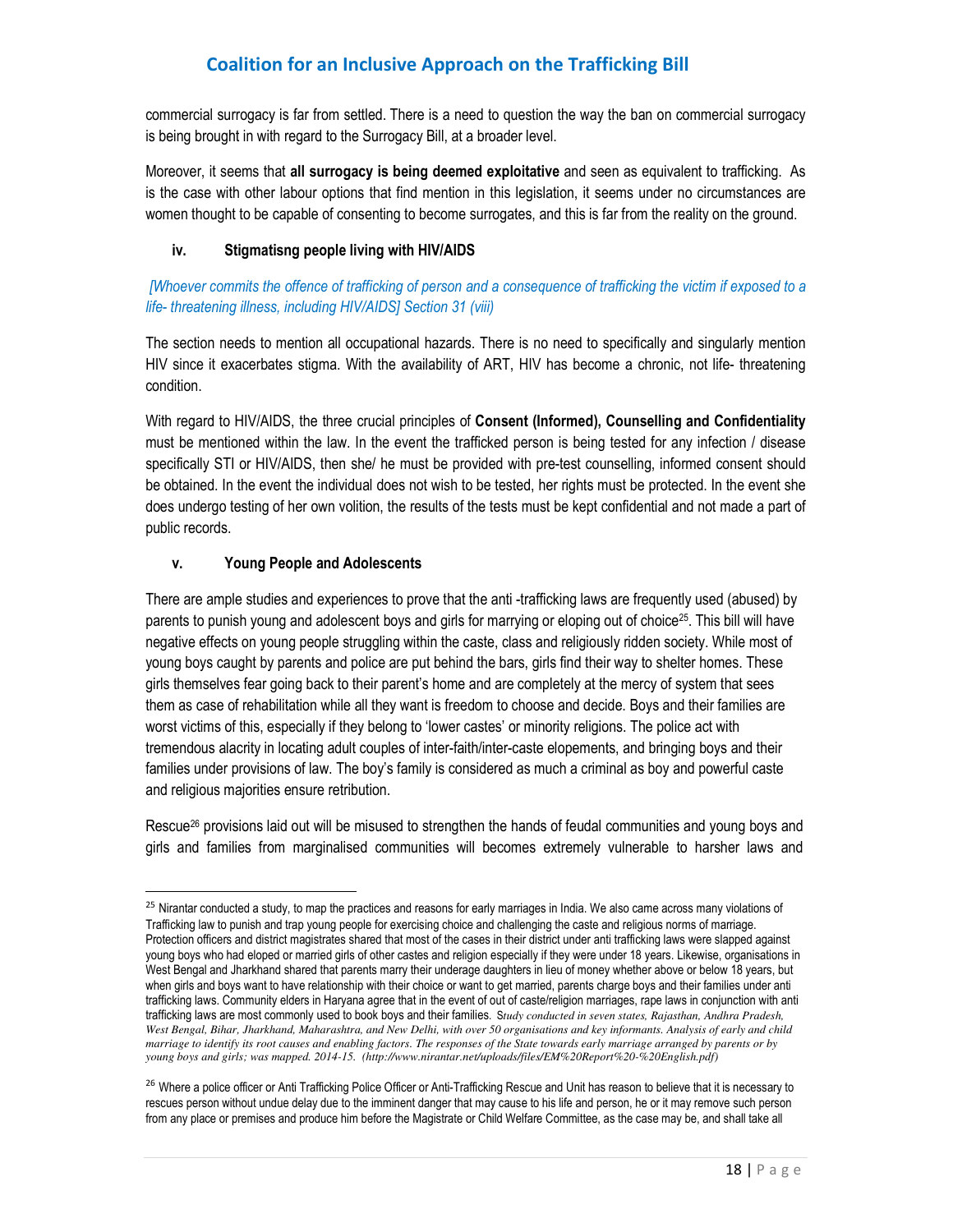commercial surrogacy is far from settled. There is a need to question the way the ban on commercial surrogacy is being brought in with regard to the Surrogacy Bill, at a broader level.

Moreover, it seems that **all surrogacy is being deemed exploitative** and seen as equivalent to trafficking. As is the case with other labour options that find mention in this legislation, it seems under no circumstances are women thought to be capable of consenting to become surrogates, and this is far from the reality on the ground.

### iv. Stigmatisng people living with HIV/AIDS

*[Whoever commits the offence of trafficking of person and a consequence of trafficking the victim if exposed to a life- threatening illness, including HIV/AIDS] Section 31 (viii)*

The section needs to mention all occupational hazards. There is no need to specifically and singularly mention HIV since it exacerbates stigma. With the availability of ART, HIV has become a chronic, not life- threatening condition.

With regard to HIV/AIDS, the three crucial principles of **Consent (Informed), Counselling and Confidentiality** must be mentioned within the law. In the event the trafficked person is being tested for any infection / disease specifically STI or HIV/AIDS, then she/ he must be provided with pre-test counselling, informed consent should be obtained. In the event the individual does not wish to be tested, her rights must be protected. In the event she does undergo testing of her own volition, the results of the tests must be kept confidential and not made a part of public records.

### v. Young People and Adolescents

There are ample studies and experiences to prove that the anti -trafficking laws are frequently used (abused) by parents to punish young and adolescent boys and girls for marrying or eloping out of choice[25]. This bill will have negative effects on young people struggling within the caste, class and religiously ridden society. While most of young boys caught by parents and police are put behind the bars, girls find their way to shelter homes. These girls themselves fear going back to their parent's home and are completely at the mercy of system that sees them as case of rehabilitation while all they want is freedom to choose and decide. Boys and their families are worst victims of this, especially if they belong to 'lower castes' or minority religions. The police act with tremendous alacrity in locating adult couples of inter-faith/inter-caste elopements, and bringing boys and their families under provisions of law. The boy's family is considered as much a criminal as boy and powerful caste and religious majorities ensure retribution.

Rescue[26] provisions laid out will be misused to strengthen the hands of feudal communities and young boys and girls and families from marginalised communities will becomes extremely vulnerable to harsher laws and

---

[25] Nirantar conducted a study, to map the practices and reasons for early marriages in India. We also came across many violations of Trafficking law to punish and trap young people for exercising choice and challenging the caste and religious norms of marriage. Protection officers and district magistrates shared that most of the cases in their district under anti trafficking laws were slapped against young boys who had eloped or married girls of other castes and religion especially if they were under 18 years. Likewise, organisations in West Bengal and Jharkhand shared that parents marry their underage daughters in lieu of money whether above or below 18 years, but when girls and boys want to have relationship with their choice or want to get married, parents charge boys and their families under anti trafficking laws. Community elders in Haryana agree that in the event of out of caste/religion marriages, rape laws in conjunction with anti trafficking laws are most commonly used to book boys and their families. *Study conducted in seven states, Rajasthan, Andhra Pradesh, West Bengal, Bihar, Jharkhand, Maharashtra, and New Delhi, with over 50 organisations and key informants. Analysis of early and child marriage to identify its root causes and enabling factors. The responses of the State towards early marriage arranged by parents or by young boys and girls; was mapped. 2014-15. (http://www.nirantar.net/uploads/files/EM%20Report%20-%20English.pdf)*

[26] Where a police officer or Anti Trafficking Police Officer or Anti-Trafficking Rescue and Unit has reason to believe that it is necessary to rescues person without undue delay due to the imminent danger that may cause to his life and person, he or it may remove such person from any place or premises and produce him before the Magistrate or Child Welfare Committee, as the case may be, and shall take all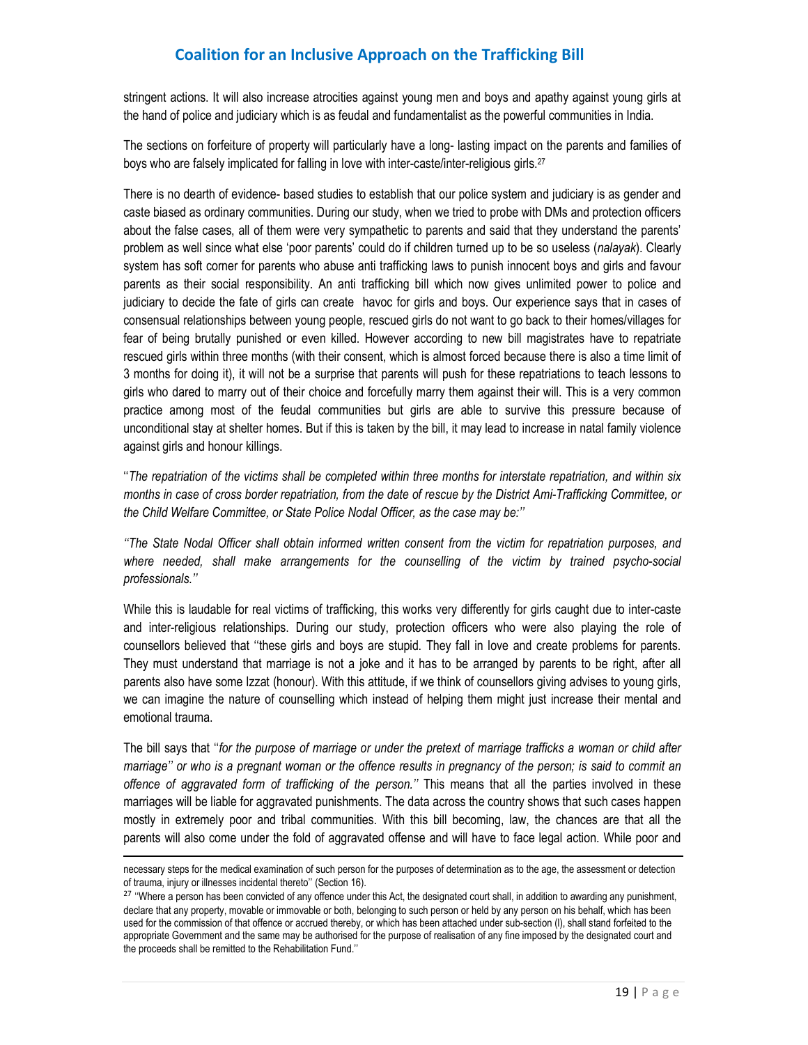stringent actions. It will also increase atrocities against young men and boys and apathy against young girls at the hand of police and judiciary which is as feudal and fundamentalist as the powerful communities in India.

The sections on forfeiture of property will particularly have a long- lasting impact on the parents and families of boys who are falsely implicated for falling in love with inter-caste/inter-religious girls.[27]

There is no dearth of evidence- based studies to establish that our police system and judiciary is as gender and caste biased as ordinary communities. During our study, when we tried to probe with DMs and protection officers about the false cases, all of them were very sympathetic to parents and said that they understand the parents' problem as well since what else 'poor parents' could do if children turned up to be so useless (*nalayak*). Clearly system has soft corner for parents who abuse anti trafficking laws to punish innocent boys and girls and favour parents as their social responsibility. An anti trafficking bill which now gives unlimited power to police and judiciary to decide the fate of girls can create havoc for girls and boys. Our experience says that in cases of consensual relationships between young people, rescued girls do not want to go back to their homes/villages for fear of being brutally punished or even killed. However according to new bill magistrates have to repatriate rescued girls within three months (with their consent, which is almost forced because there is also a time limit of 3 months for doing it), it will not be a surprise that parents will push for these repatriations to teach lessons to girls who dared to marry out of their choice and forcefully marry them against their will. This is a very common practice among most of the feudal communities but girls are able to survive this pressure because of unconditional stay at shelter homes. But if this is taken by the bill, it may lead to increase in natal family violence against girls and honour killings.

''*The repatriation of the victims shall be completed within three months for interstate repatriation, and within six months in case of cross border repatriation, from the date of rescue by the District Ami-Trafficking Committee, or the Child Welfare Committee, or State Police Nodal Officer, as the case may be:''*

*''The State Nodal Officer shall obtain informed written consent from the victim for repatriation purposes, and where needed, shall make arrangements for the counselling of the victim by trained psycho-social professionals.''*

While this is laudable for real victims of trafficking, this works very differently for girls caught due to inter-caste and inter-religious relationships. During our study, protection officers who were also playing the role of counsellors believed that ''these girls and boys are stupid. They fall in love and create problems for parents. They must understand that marriage is not a joke and it has to be arranged by parents to be right, after all parents also have some Izzat (honour). With this attitude, if we think of counsellors giving advises to young girls, we can imagine the nature of counselling which instead of helping them might just increase their mental and emotional trauma.

The bill says that ''*for the purpose of marriage or under the pretext of marriage trafficks a woman or child after marriage'' or who is a pregnant woman or the offence results in pregnancy of the person; is said to commit an offence of aggravated form of trafficking of the person.''* This means that all the parties involved in these marriages will be liable for aggravated punishments. The data across the country shows that such cases happen mostly in extremely poor and tribal communities. With this bill becoming, law, the chances are that all the parents will also come under the fold of aggravated offense and will have to face legal action. While poor and

---

necessary steps for the medical examination of such person for the purposes of determination as to the age, the assessment or detection of trauma, injury or illnesses incidental thereto'' (Section 16).

[27] ''Where a person has been convicted of any offence under this Act, the designated court shall, in addition to awarding any punishment, declare that any property, movable or immovable or both, belonging to such person or held by any person on his behalf, which has been used for the commission of that offence or accrued thereby, or which has been attached under sub-section (I), shall stand forfeited to the appropriate Government and the same may be authorised for the purpose of realisation of any fine imposed by the designated court and the proceeds shall be remitted to the Rehabilitation Fund.''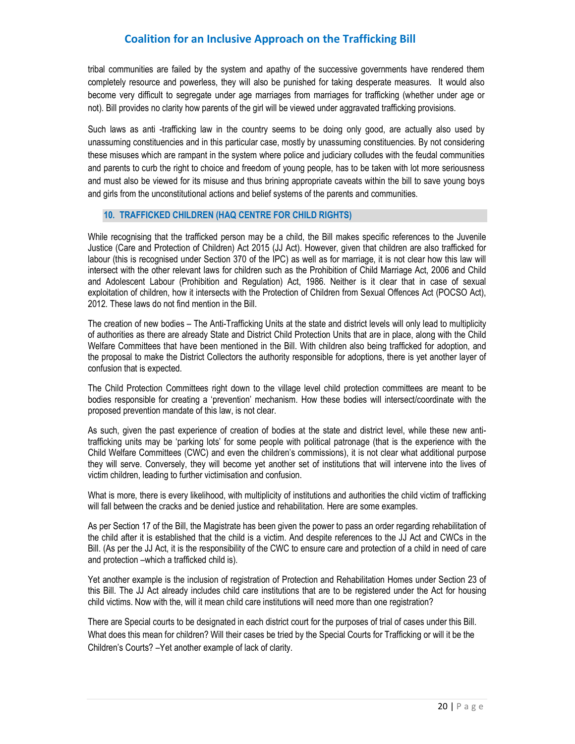tribal communities are failed by the system and apathy of the successive governments have rendered them completely resource and powerless, they will also be punished for taking desperate measures. It would also become very difficult to segregate under age marriages from marriages for trafficking (whether under age or not). Bill provides no clarity how parents of the girl will be viewed under aggravated trafficking provisions.

Such laws as anti -trafficking law in the country seems to be doing only good, are actually also used by unassuming constituencies and in this particular case, mostly by unassuming constituencies. By not considering these misuses which are rampant in the system where police and judiciary colludes with the feudal communities and parents to curb the right to choice and freedom of young people, has to be taken with lot more seriousness and must also be viewed for its misuse and thus brining appropriate caveats within the bill to save young boys and girls from the unconstitutional actions and belief systems of the parents and communities.

## 10. TRAFFICKED CHILDREN (HAQ CENTRE FOR CHILD RIGHTS)

While recognising that the trafficked person may be a child, the Bill makes specific references to the Juvenile Justice (Care and Protection of Children) Act 2015 (JJ Act). However, given that children are also trafficked for labour (this is recognised under Section 370 of the IPC) as well as for marriage, it is not clear how this law will intersect with the other relevant laws for children such as the Prohibition of Child Marriage Act, 2006 and Child and Adolescent Labour (Prohibition and Regulation) Act, 1986. Neither is it clear that in case of sexual exploitation of children, how it intersects with the Protection of Children from Sexual Offences Act (POCSO Act), 2012. These laws do not find mention in the Bill.

The creation of new bodies – The Anti-Trafficking Units at the state and district levels will only lead to multiplicity of authorities as there are already State and District Child Protection Units that are in place, along with the Child Welfare Committees that have been mentioned in the Bill. With children also being trafficked for adoption, and the proposal to make the District Collectors the authority responsible for adoptions, there is yet another layer of confusion that is expected.

The Child Protection Committees right down to the village level child protection committees are meant to be bodies responsible for creating a 'prevention' mechanism. How these bodies will intersect/coordinate with the proposed prevention mandate of this law, is not clear.

As such, given the past experience of creation of bodies at the state and district level, while these new anti-trafficking units may be 'parking lots' for some people with political patronage (that is the experience with the Child Welfare Committees (CWC) and even the children's commissions), it is not clear what additional purpose they will serve. Conversely, they will become yet another set of institutions that will intervene into the lives of victim children, leading to further victimisation and confusion.

What is more, there is every likelihood, with multiplicity of institutions and authorities the child victim of trafficking will fall between the cracks and be denied justice and rehabilitation. Here are some examples.

As per Section 17 of the Bill, the Magistrate has been given the power to pass an order regarding rehabilitation of the child after it is established that the child is a victim. And despite references to the JJ Act and CWCs in the Bill. (As per the JJ Act, it is the responsibility of the CWC to ensure care and protection of a child in need of care and protection –which a trafficked child is).

Yet another example is the inclusion of registration of Protection and Rehabilitation Homes under Section 23 of this Bill. The JJ Act already includes child care institutions that are to be registered under the Act for housing child victims. Now with the, will it mean child care institutions will need more than one registration?

There are Special courts to be designated in each district court for the purposes of trial of cases under this Bill. What does this mean for children? Will their cases be tried by the Special Courts for Trafficking or will it be the Children's Courts? –Yet another example of lack of clarity.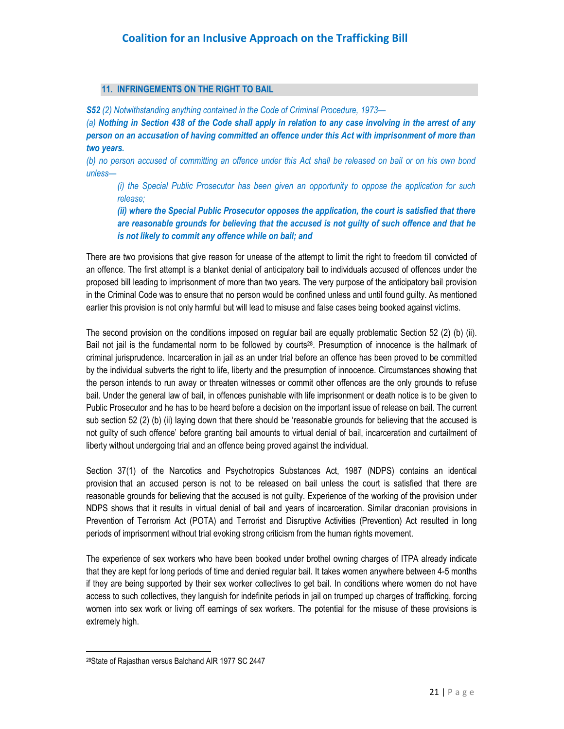## 11. INFRINGEMENTS ON THE RIGHT TO BAIL

***S52*** *(2) Notwithstanding anything contained in the Code of Criminal Procedure, 1973—*

*(a)* ***Nothing in Section 438 of the Code shall apply in relation to any case involving in the arrest of any person on an accusation of having committed an offence under this Act with imprisonment of more than two years.***

*(b) no person accused of committing an offence under this Act shall be released on bail or on his own bond unless—*

> *(i) the Special Public Prosecutor has been given an opportunity to oppose the application for such release;*
>
> ***(ii) where the Special Public Prosecutor opposes the application, the court is satisfied that there are reasonable grounds for believing that the accused is not guilty of such offence and that he is not likely to commit any offence while on bail; and***

There are two provisions that give reason for unease of the attempt to limit the right to freedom till convicted of an offence. The first attempt is a blanket denial of anticipatory bail to individuals accused of offences under the proposed bill leading to imprisonment of more than two years. The very purpose of the anticipatory bail provision in the Criminal Code was to ensure that no person would be confined unless and until found guilty. As mentioned earlier this provision is not only harmful but will lead to misuse and false cases being booked against victims.

The second provision on the conditions imposed on regular bail are equally problematic Section 52 (2) (b) (ii). Bail not jail is the fundamental norm to be followed by courts[28]. Presumption of innocence is the hallmark of criminal jurisprudence. Incarceration in jail as an under trial before an offence has been proved to be committed by the individual subverts the right to life, liberty and the presumption of innocence. Circumstances showing that the person intends to run away or threaten witnesses or commit other offences are the only grounds to refuse bail. Under the general law of bail, in offences punishable with life imprisonment or death notice is to be given to Public Prosecutor and he has to be heard before a decision on the important issue of release on bail. The current sub section 52 (2) (b) (ii) laying down that there should be 'reasonable grounds for believing that the accused is not guilty of such offence' before granting bail amounts to virtual denial of bail, incarceration and curtailment of liberty without undergoing trial and an offence being proved against the individual.

Section 37(1) of the Narcotics and Psychotropics Substances Act, 1987 (NDPS) contains an identical provision that an accused person is not to be released on bail unless the court is satisfied that there are reasonable grounds for believing that the accused is not guilty. Experience of the working of the provision under NDPS shows that it results in virtual denial of bail and years of incarceration. Similar draconian provisions in Prevention of Terrorism Act (POTA) and Terrorist and Disruptive Activities (Prevention) Act resulted in long periods of imprisonment without trial evoking strong criticism from the human rights movement.

The experience of sex workers who have been booked under brothel owning charges of ITPA already indicate that they are kept for long periods of time and denied regular bail. It takes women anywhere between 4-5 months if they are being supported by their sex worker collectives to get bail. In conditions where women do not have access to such collectives, they languish for indefinite periods in jail on trumped up charges of trafficking, forcing women into sex work or living off earnings of sex workers. The potential for the misuse of these provisions is extremely high.

---

[28] State of Rajasthan versus Balchand AIR 1977 SC 2447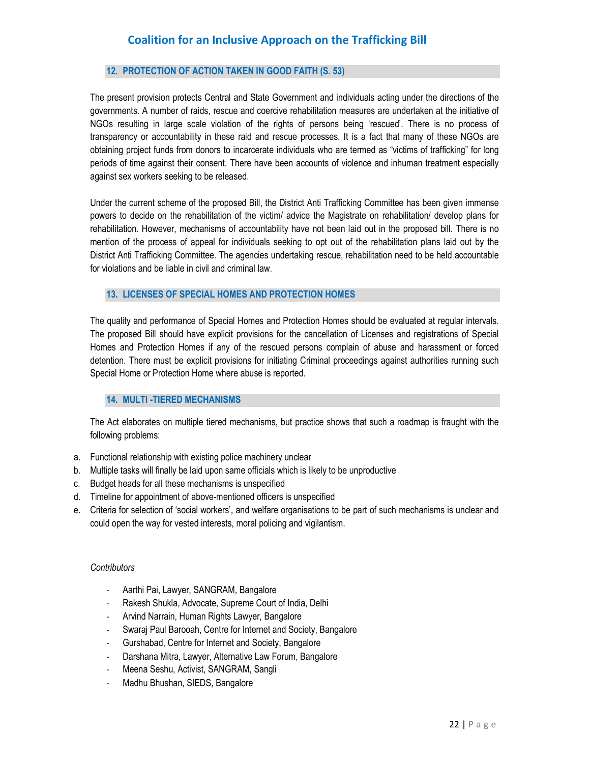## 12. PROTECTION OF ACTION TAKEN IN GOOD FAITH (S. 53)

The present provision protects Central and State Government and individuals acting under the directions of the governments. A number of raids, rescue and coercive rehabilitation measures are undertaken at the initiative of NGOs resulting in large scale violation of the rights of persons being 'rescued'. There is no process of transparency or accountability in these raid and rescue processes. It is a fact that many of these NGOs are obtaining project funds from donors to incarcerate individuals who are termed as "victims of trafficking" for long periods of time against their consent. There have been accounts of violence and inhuman treatment especially against sex workers seeking to be released.

Under the current scheme of the proposed Bill, the District Anti Trafficking Committee has been given immense powers to decide on the rehabilitation of the victim/ advice the Magistrate on rehabilitation/ develop plans for rehabilitation. However, mechanisms of accountability have not been laid out in the proposed bill. There is no mention of the process of appeal for individuals seeking to opt out of the rehabilitation plans laid out by the District Anti Trafficking Committee. The agencies undertaking rescue, rehabilitation need to be held accountable for violations and be liable in civil and criminal law.

## 13. LICENSES OF SPECIAL HOMES AND PROTECTION HOMES

The quality and performance of Special Homes and Protection Homes should be evaluated at regular intervals. The proposed Bill should have explicit provisions for the cancellation of Licenses and registrations of Special Homes and Protection Homes if any of the rescued persons complain of abuse and harassment or forced detention. There must be explicit provisions for initiating Criminal proceedings against authorities running such Special Home or Protection Home where abuse is reported.

## 14. MULTI -TIERED MECHANISMS

The Act elaborates on multiple tiered mechanisms, but practice shows that such a roadmap is fraught with the following problems:

a. Functional relationship with existing police machinery unclear
b. Multiple tasks will finally be laid upon same officials which is likely to be unproductive
c. Budget heads for all these mechanisms is unspecified
d. Timeline for appointment of above-mentioned officers is unspecified
e. Criteria for selection of 'social workers', and welfare organisations to be part of such mechanisms is unclear and could open the way for vested interests, moral policing and vigilantism.

*Contributors*

- Aarthi Pai, Lawyer, SANGRAM, Bangalore
- Rakesh Shukla, Advocate, Supreme Court of India, Delhi
- Arvind Narrain, Human Rights Lawyer, Bangalore
- Swaraj Paul Barooah, Centre for Internet and Society, Bangalore
- Gurshabad, Centre for Internet and Society, Bangalore
- Darshana Mitra, Lawyer, Alternative Law Forum, Bangalore
- Meena Seshu, Activist, SANGRAM, Sangli
- Madhu Bhushan, SIEDS, Bangalore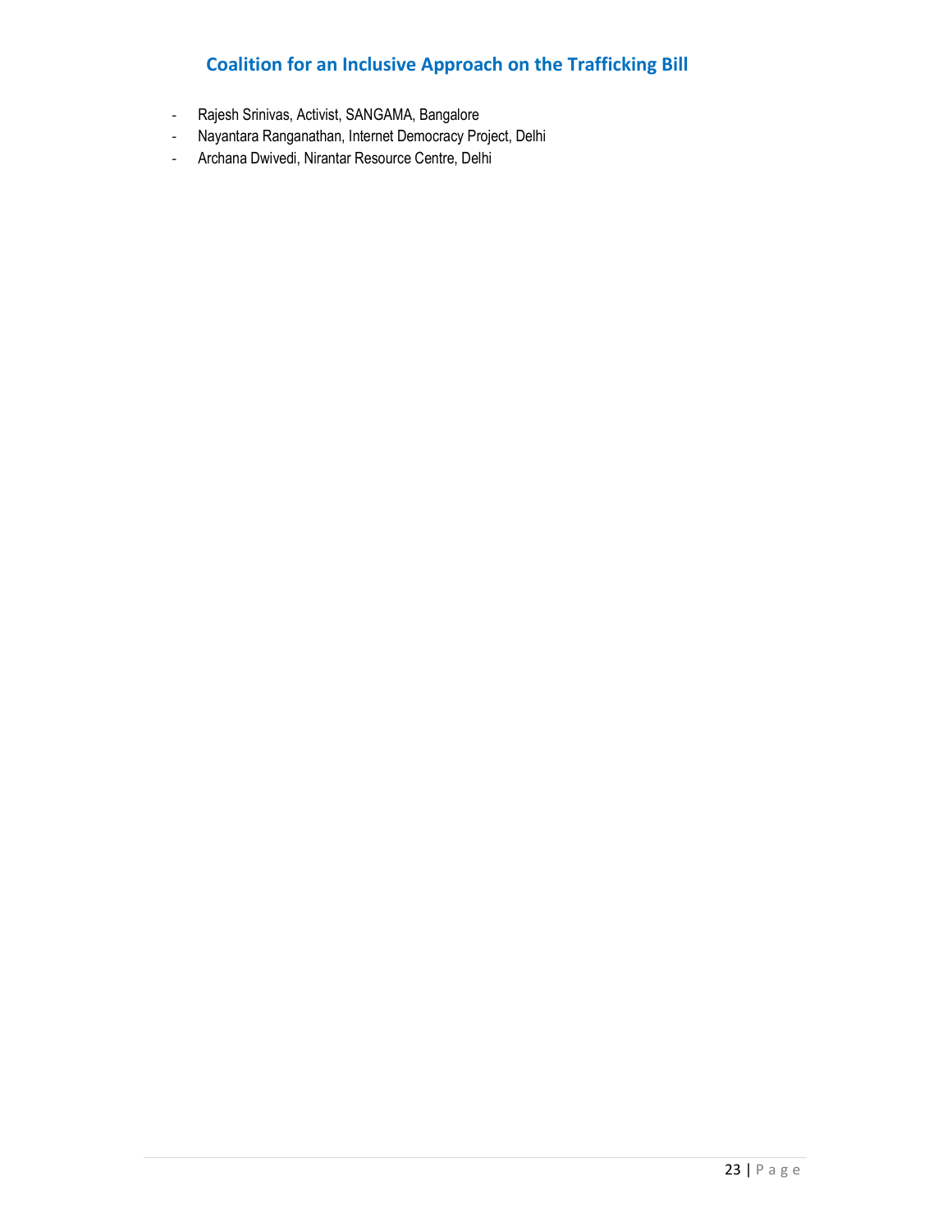- Rajesh Srinivas, Activist, SANGAMA, Bangalore
- Nayantara Ranganathan, Internet Democracy Project, Delhi
- Archana Dwivedi, Nirantar Resource Centre, Delhi